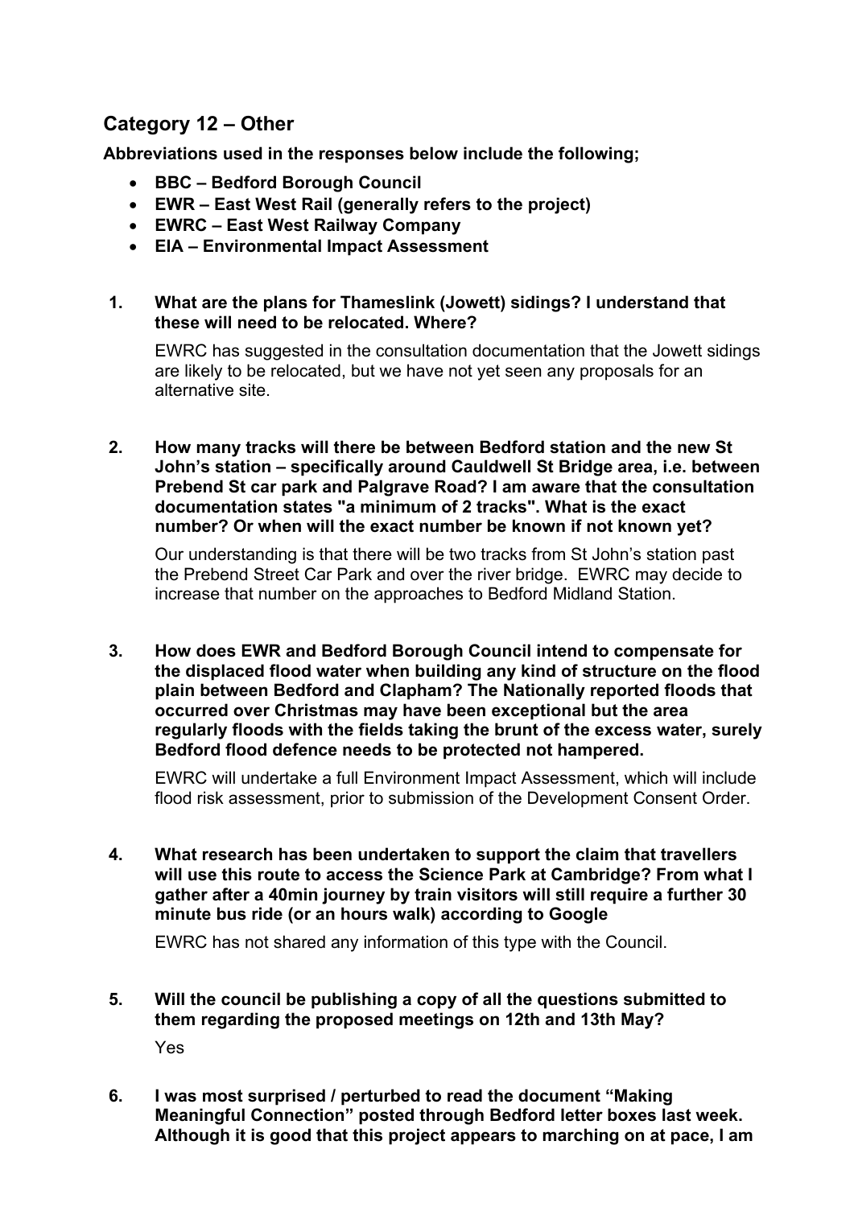## Category 12 – Other

**Abbreviations used in the responses below include the following;**

- **BBC – Bedford Borough Council**
- **EWR – East West Rail (generally refers to the project)**
- **EWRC – East West Railway Company**
- **EIA – Environmental Impact Assessment**

1. **What are the plans for Thameslink (Jowett) sidings? I understand that these will need to be relocated. Where?**

   EWRC has suggested in the consultation documentation that the Jowett sidings are likely to be relocated, but we have not yet seen any proposals for an alternative site.

2. **How many tracks will there be between Bedford station and the new St John's station – specifically around Cauldwell St Bridge area, i.e. between Prebend St car park and Palgrave Road? I am aware that the consultation documentation states "a minimum of 2 tracks". What is the exact number? Or when will the exact number be known if not known yet?**

   Our understanding is that there will be two tracks from St John's station past the Prebend Street Car Park and over the river bridge. EWRC may decide to increase that number on the approaches to Bedford Midland Station.

3. **How does EWR and Bedford Borough Council intend to compensate for the displaced flood water when building any kind of structure on the flood plain between Bedford and Clapham? The Nationally reported floods that occurred over Christmas may have been exceptional but the area regularly floods with the fields taking the brunt of the excess water, surely Bedford flood defence needs to be protected not hampered.**

   EWRC will undertake a full Environment Impact Assessment, which will include flood risk assessment, prior to submission of the Development Consent Order.

4. **What research has been undertaken to support the claim that travellers will use this route to access the Science Park at Cambridge? From what I gather after a 40min journey by train visitors will still require a further 30 minute bus ride (or an hours walk) according to Google**

   EWRC has not shared any information of this type with the Council.

5. **Will the council be publishing a copy of all the questions submitted to them regarding the proposed meetings on 12th and 13th May?**

   Yes

6. **I was most surprised / perturbed to read the document "Making Meaningful Connection" posted through Bedford letter boxes last week. Although it is good that this project appears to marching on at pace, I am**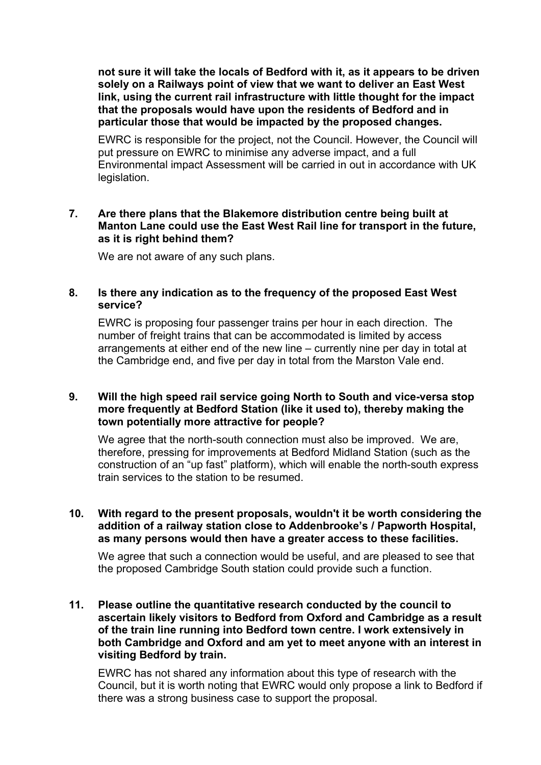**not sure it will take the locals of Bedford with it, as it appears to be driven solely on a Railways point of view that we want to deliver an East West link, using the current rail infrastructure with little thought for the impact that the proposals would have upon the residents of Bedford and in particular those that would be impacted by the proposed changes.**

EWRC is responsible for the project, not the Council. However, the Council will put pressure on EWRC to minimise any adverse impact, and a full Environmental impact Assessment will be carried in out in accordance with UK legislation.

**7. Are there plans that the Blakemore distribution centre being built at Manton Lane could use the East West Rail line for transport in the future, as it is right behind them?**

We are not aware of any such plans.

**8. Is there any indication as to the frequency of the proposed East West service?**

EWRC is proposing four passenger trains per hour in each direction. The number of freight trains that can be accommodated is limited by access arrangements at either end of the new line – currently nine per day in total at the Cambridge end, and five per day in total from the Marston Vale end.

**9. Will the high speed rail service going North to South and vice-versa stop more frequently at Bedford Station (like it used to), thereby making the town potentially more attractive for people?**

We agree that the north-south connection must also be improved. We are, therefore, pressing for improvements at Bedford Midland Station (such as the construction of an "up fast" platform), which will enable the north-south express train services to the station to be resumed.

**10. With regard to the present proposals, wouldn't it be worth considering the addition of a railway station close to Addenbrooke's / Papworth Hospital, as many persons would then have a greater access to these facilities.**

We agree that such a connection would be useful, and are pleased to see that the proposed Cambridge South station could provide such a function.

**11. Please outline the quantitative research conducted by the council to ascertain likely visitors to Bedford from Oxford and Cambridge as a result of the train line running into Bedford town centre. I work extensively in both Cambridge and Oxford and am yet to meet anyone with an interest in visiting Bedford by train.**

EWRC has not shared any information about this type of research with the Council, but it is worth noting that EWRC would only propose a link to Bedford if there was a strong business case to support the proposal.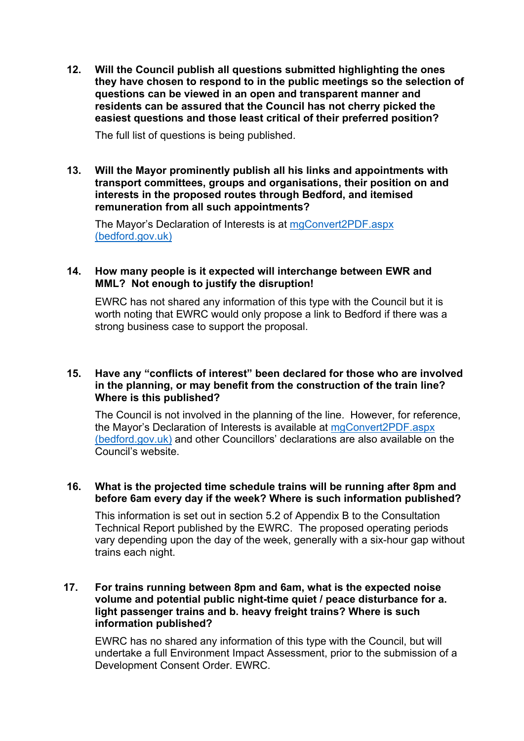12. **Will the Council publish all questions submitted highlighting the ones they have chosen to respond to in the public meetings so the selection of questions can be viewed in an open and transparent manner and residents can be assured that the Council has not cherry picked the easiest questions and those least critical of their preferred position?**

    The full list of questions is being published.

13. **Will the Mayor prominently publish all his links and appointments with transport committees, groups and organisations, their position on and interests in the proposed routes through Bedford, and itemised remuneration from all such appointments?**

    The Mayor's Declaration of Interests is at [mgConvert2PDF.aspx (bedford.gov.uk)]()

14. **How many people is it expected will interchange between EWR and MML? Not enough to justify the disruption!**

    EWRC has not shared any information of this type with the Council but it is worth noting that EWRC would only propose a link to Bedford if there was a strong business case to support the proposal.

15. **Have any "conflicts of interest" been declared for those who are involved in the planning, or may benefit from the construction of the train line? Where is this published?**

    The Council is not involved in the planning of the line. However, for reference, the Mayor's Declaration of Interests is available at [mgConvert2PDF.aspx (bedford.gov.uk)]() and other Councillors' declarations are also available on the Council's website.

16. **What is the projected time schedule trains will be running after 8pm and before 6am every day if the week? Where is such information published?**

    This information is set out in section 5.2 of Appendix B to the Consultation Technical Report published by the EWRC. The proposed operating periods vary depending upon the day of the week, generally with a six-hour gap without trains each night.

17. **For trains running between 8pm and 6am, what is the expected noise volume and potential public night-time quiet / peace disturbance for a. light passenger trains and b. heavy freight trains? Where is such information published?**

    EWRC has no shared any information of this type with the Council, but will undertake a full Environment Impact Assessment, prior to the submission of a Development Consent Order. EWRC.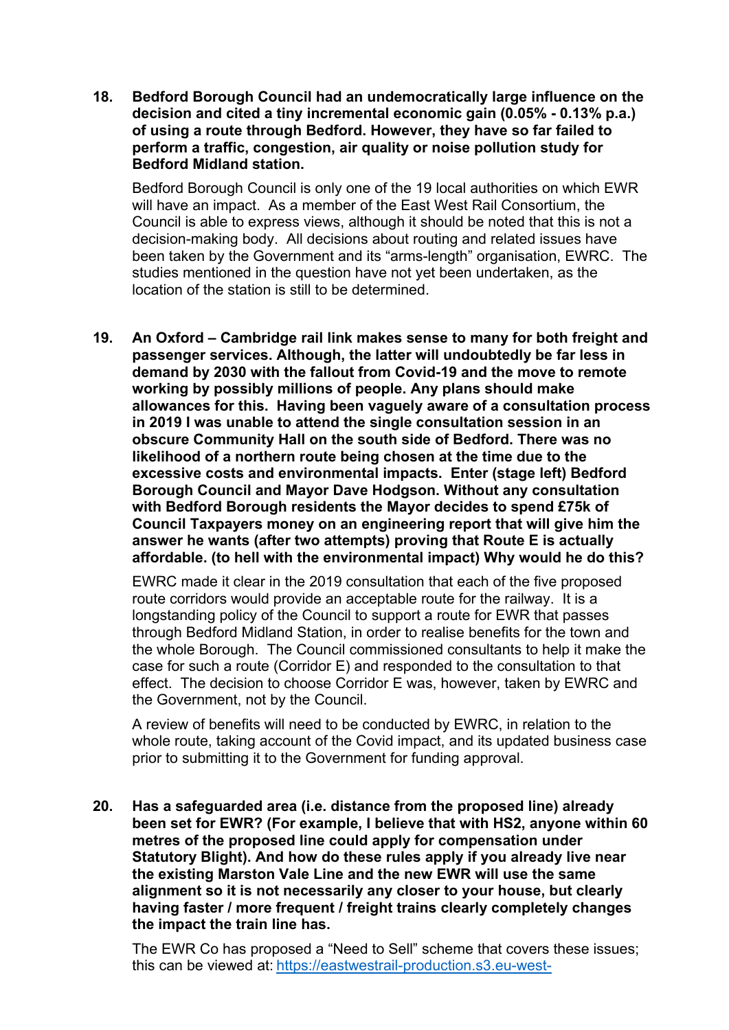18. **Bedford Borough Council had an undemocratically large influence on the decision and cited a tiny incremental economic gain (0.05% - 0.13% p.a.) of using a route through Bedford. However, they have so far failed to perform a traffic, congestion, air quality or noise pollution study for Bedford Midland station.**

    Bedford Borough Council is only one of the 19 local authorities on which EWR will have an impact. As a member of the East West Rail Consortium, the Council is able to express views, although it should be noted that this is not a decision-making body. All decisions about routing and related issues have been taken by the Government and its "arms-length" organisation, EWRC. The studies mentioned in the question have not yet been undertaken, as the location of the station is still to be determined.

19. **An Oxford – Cambridge rail link makes sense to many for both freight and passenger services. Although, the latter will undoubtedly be far less in demand by 2030 with the fallout from Covid-19 and the move to remote working by possibly millions of people. Any plans should make allowances for this. Having been vaguely aware of a consultation process in 2019 I was unable to attend the single consultation session in an obscure Community Hall on the south side of Bedford. There was no likelihood of a northern route being chosen at the time due to the excessive costs and environmental impacts. Enter (stage left) Bedford Borough Council and Mayor Dave Hodgson. Without any consultation with Bedford Borough residents the Mayor decides to spend £75k of Council Taxpayers money on an engineering report that will give him the answer he wants (after two attempts) proving that Route E is actually affordable. (to hell with the environmental impact) Why would he do this?**

    EWRC made it clear in the 2019 consultation that each of the five proposed route corridors would provide an acceptable route for the railway. It is a longstanding policy of the Council to support a route for EWR that passes through Bedford Midland Station, in order to realise benefits for the town and the whole Borough. The Council commissioned consultants to help it make the case for such a route (Corridor E) and responded to the consultation to that effect. The decision to choose Corridor E was, however, taken by EWRC and the Government, not by the Council.

    A review of benefits will need to be conducted by EWRC, in relation to the whole route, taking account of the Covid impact, and its updated business case prior to submitting it to the Government for funding approval.

20. **Has a safeguarded area (i.e. distance from the proposed line) already been set for EWR? (For example, I believe that with HS2, anyone within 60 metres of the proposed line could apply for compensation under Statutory Blight). And how do these rules apply if you already live near the existing Marston Vale Line and the new EWR will use the same alignment so it is not necessarily any closer to your house, but clearly having faster / more frequent / freight trains clearly completely changes the impact the train line has.**

    The EWR Co has proposed a "Need to Sell" scheme that covers these issues; this can be viewed at: https://eastwestrail-production.s3.eu-west-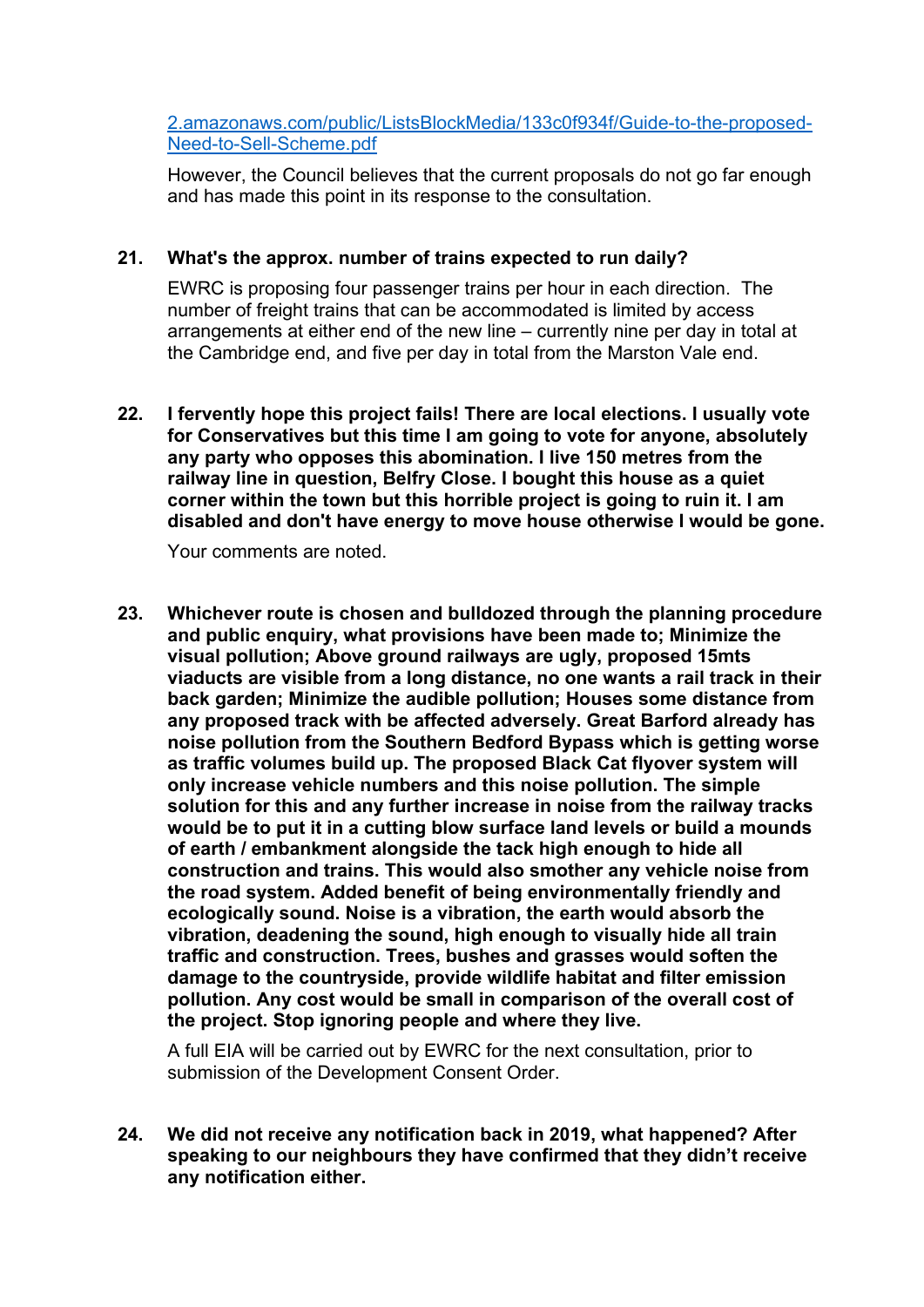2.amazonaws.com/public/ListsBlockMedia/133c0f934f/Guide-to-the-proposed-Need-to-Sell-Scheme.pdf

However, the Council believes that the current proposals do not go far enough and has made this point in its response to the consultation.

21. **What's the approx. number of trains expected to run daily?**

    EWRC is proposing four passenger trains per hour in each direction. The number of freight trains that can be accommodated is limited by access arrangements at either end of the new line – currently nine per day in total at the Cambridge end, and five per day in total from the Marston Vale end.

22. **I fervently hope this project fails! There are local elections. I usually vote for Conservatives but this time I am going to vote for anyone, absolutely any party who opposes this abomination. I live 150 metres from the railway line in question, Belfry Close. I bought this house as a quiet corner within the town but this horrible project is going to ruin it. I am disabled and don't have energy to move house otherwise I would be gone.**

    Your comments are noted.

23. **Whichever route is chosen and bulldozed through the planning procedure and public enquiry, what provisions have been made to; Minimize the visual pollution; Above ground railways are ugly, proposed 15mts viaducts are visible from a long distance, no one wants a rail track in their back garden; Minimize the audible pollution; Houses some distance from any proposed track with be affected adversely. Great Barford already has noise pollution from the Southern Bedford Bypass which is getting worse as traffic volumes build up. The proposed Black Cat flyover system will only increase vehicle numbers and this noise pollution. The simple solution for this and any further increase in noise from the railway tracks would be to put it in a cutting blow surface land levels or build a mounds of earth / embankment alongside the tack high enough to hide all construction and trains. This would also smother any vehicle noise from the road system. Added benefit of being environmentally friendly and ecologically sound. Noise is a vibration, the earth would absorb the vibration, deadening the sound, high enough to visually hide all train traffic and construction. Trees, bushes and grasses would soften the damage to the countryside, provide wildlife habitat and filter emission pollution. Any cost would be small in comparison of the overall cost of the project. Stop ignoring people and where they live.**

    A full EIA will be carried out by EWRC for the next consultation, prior to submission of the Development Consent Order.

24. **We did not receive any notification back in 2019, what happened? After speaking to our neighbours they have confirmed that they didn't receive any notification either.**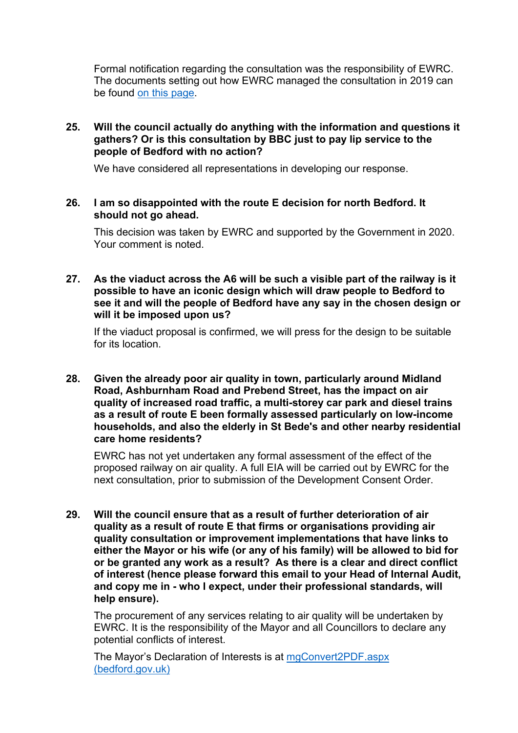Formal notification regarding the consultation was the responsibility of EWRC. The documents setting out how EWRC managed the consultation in 2019 can be found on this page.

25. **Will the council actually do anything with the information and questions it gathers? Or is this consultation by BBC just to pay lip service to the people of Bedford with no action?**

    We have considered all representations in developing our response.

26. **I am so disappointed with the route E decision for north Bedford. It should not go ahead.**

    This decision was taken by EWRC and supported by the Government in 2020. Your comment is noted.

27. **As the viaduct across the A6 will be such a visible part of the railway is it possible to have an iconic design which will draw people to Bedford to see it and will the people of Bedford have any say in the chosen design or will it be imposed upon us?**

    If the viaduct proposal is confirmed, we will press for the design to be suitable for its location.

28. **Given the already poor air quality in town, particularly around Midland Road, Ashburnham Road and Prebend Street, has the impact on air quality of increased road traffic, a multi-storey car park and diesel trains as a result of route E been formally assessed particularly on low-income households, and also the elderly in St Bede's and other nearby residential care home residents?**

    EWRC has not yet undertaken any formal assessment of the effect of the proposed railway on air quality. A full EIA will be carried out by EWRC for the next consultation, prior to submission of the Development Consent Order.

29. **Will the council ensure that as a result of further deterioration of air quality as a result of route E that firms or organisations providing air quality consultation or improvement implementations that have links to either the Mayor or his wife (or any of his family) will be allowed to bid for or be granted any work as a result? As there is a clear and direct conflict of interest (hence please forward this email to your Head of Internal Audit, and copy me in - who I expect, under their professional standards, will help ensure).**

    The procurement of any services relating to air quality will be undertaken by EWRC. It is the responsibility of the Mayor and all Councillors to declare any potential conflicts of interest.

    The Mayor's Declaration of Interests is at mgConvert2PDF.aspx (bedford.gov.uk)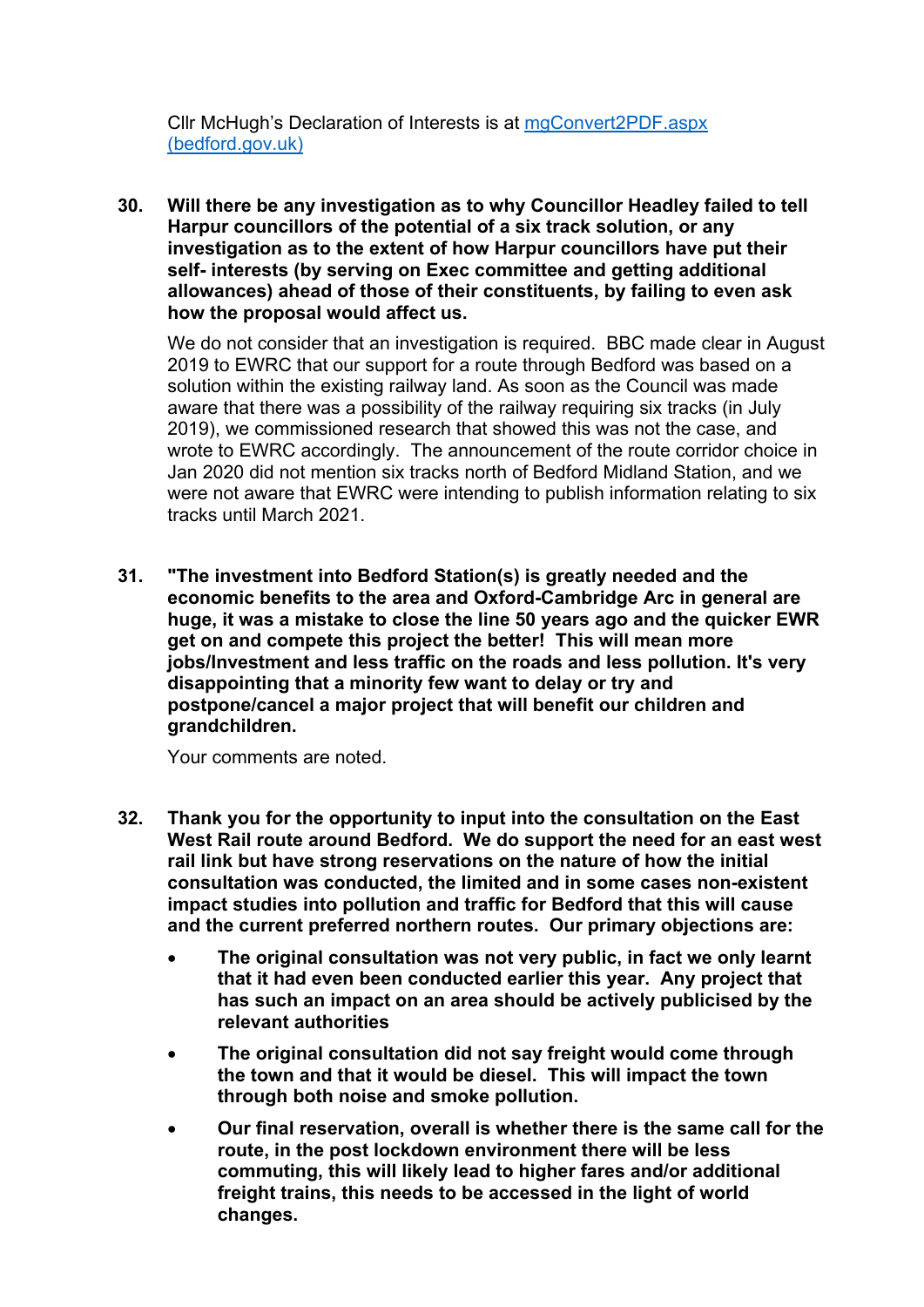Cllr McHugh's Declaration of Interests is at [mgConvert2PDF.aspx (bedford.gov.uk)](mgConvert2PDF.aspx)

30. **Will there be any investigation as to why Councillor Headley failed to tell Harpur councillors of the potential of a six track solution, or any investigation as to the extent of how Harpur councillors have put their self- interests (by serving on Exec committee and getting additional allowances) ahead of those of their constituents, by failing to even ask how the proposal would affect us.**

    We do not consider that an investigation is required. BBC made clear in August 2019 to EWRC that our support for a route through Bedford was based on a solution within the existing railway land. As soon as the Council was made aware that there was a possibility of the railway requiring six tracks (in July 2019), we commissioned research that showed this was not the case, and wrote to EWRC accordingly. The announcement of the route corridor choice in Jan 2020 did not mention six tracks north of Bedford Midland Station, and we were not aware that EWRC were intending to publish information relating to six tracks until March 2021.

31. **"The investment into Bedford Station(s) is greatly needed and the economic benefits to the area and Oxford-Cambridge Arc in general are huge, it was a mistake to close the line 50 years ago and the quicker EWR get on and compete this project the better! This will mean more jobs/Investment and less traffic on the roads and less pollution. It's very disappointing that a minority few want to delay or try and postpone/cancel a major project that will benefit our children and grandchildren.**

    Your comments are noted.

32. **Thank you for the opportunity to input into the consultation on the East West Rail route around Bedford. We do support the need for an east west rail link but have strong reservations on the nature of how the initial consultation was conducted, the limited and in some cases non-existent impact studies into pollution and traffic for Bedford that this will cause and the current preferred northern routes. Our primary objections are:**

    - **The original consultation was not very public, in fact we only learnt that it had even been conducted earlier this year. Any project that has such an impact on an area should be actively publicised by the relevant authorities**
    - **The original consultation did not say freight would come through the town and that it would be diesel. This will impact the town through both noise and smoke pollution.**
    - **Our final reservation, overall is whether there is the same call for the route, in the post lockdown environment there will be less commuting, this will likely lead to higher fares and/or additional freight trains, this needs to be accessed in the light of world changes.**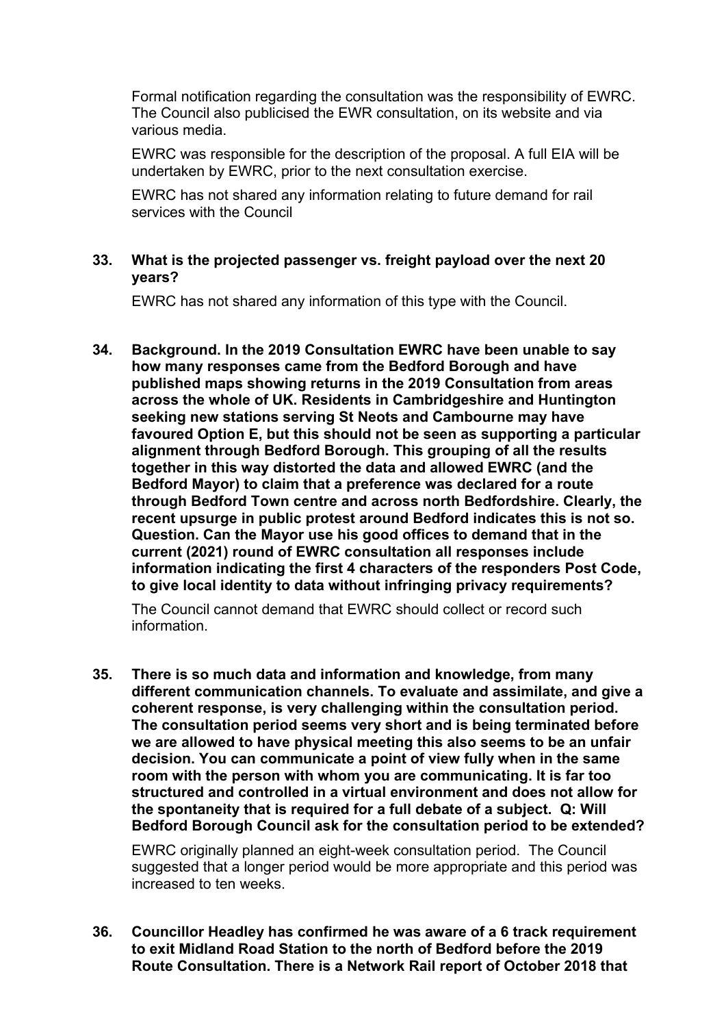Formal notification regarding the consultation was the responsibility of EWRC. The Council also publicised the EWR consultation, on its website and via various media.

EWRC was responsible for the description of the proposal. A full EIA will be undertaken by EWRC, prior to the next consultation exercise.

EWRC has not shared any information relating to future demand for rail services with the Council

**33. What is the projected passenger vs. freight payload over the next 20 years?**

EWRC has not shared any information of this type with the Council.

**34. Background. In the 2019 Consultation EWRC have been unable to say how many responses came from the Bedford Borough and have published maps showing returns in the 2019 Consultation from areas across the whole of UK. Residents in Cambridgeshire and Huntington seeking new stations serving St Neots and Cambourne may have favoured Option E, but this should not be seen as supporting a particular alignment through Bedford Borough. This grouping of all the results together in this way distorted the data and allowed EWRC (and the Bedford Mayor) to claim that a preference was declared for a route through Bedford Town centre and across north Bedfordshire. Clearly, the recent upsurge in public protest around Bedford indicates this is not so. Question. Can the Mayor use his good offices to demand that in the current (2021) round of EWRC consultation all responses include information indicating the first 4 characters of the responders Post Code, to give local identity to data without infringing privacy requirements?**

The Council cannot demand that EWRC should collect or record such information.

**35. There is so much data and information and knowledge, from many different communication channels. To evaluate and assimilate, and give a coherent response, is very challenging within the consultation period. The consultation period seems very short and is being terminated before we are allowed to have physical meeting this also seems to be an unfair decision. You can communicate a point of view fully when in the same room with the person with whom you are communicating. It is far too structured and controlled in a virtual environment and does not allow for the spontaneity that is required for a full debate of a subject. Q: Will Bedford Borough Council ask for the consultation period to be extended?**

EWRC originally planned an eight-week consultation period. The Council suggested that a longer period would be more appropriate and this period was increased to ten weeks.

**36. Councillor Headley has confirmed he was aware of a 6 track requirement to exit Midland Road Station to the north of Bedford before the 2019 Route Consultation. There is a Network Rail report of October 2018 that**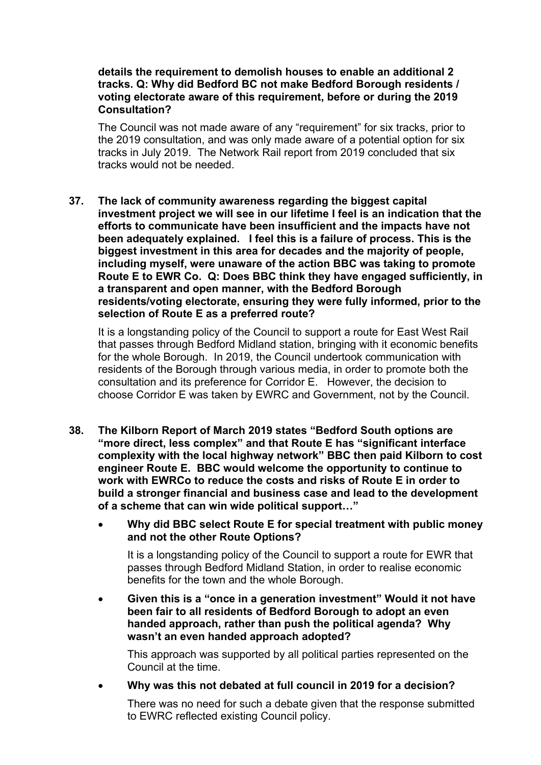**details the requirement to demolish houses to enable an additional 2 tracks. Q: Why did Bedford BC not make Bedford Borough residents / voting electorate aware of this requirement, before or during the 2019 Consultation?**

The Council was not made aware of any "requirement" for six tracks, prior to the 2019 consultation, and was only made aware of a potential option for six tracks in July 2019. The Network Rail report from 2019 concluded that six tracks would not be needed.

**37. The lack of community awareness regarding the biggest capital investment project we will see in our lifetime I feel is an indication that the efforts to communicate have been insufficient and the impacts have not been adequately explained. I feel this is a failure of process. This is the biggest investment in this area for decades and the majority of people, including myself, were unaware of the action BBC was taking to promote Route E to EWR Co. Q: Does BBC think they have engaged sufficiently, in a transparent and open manner, with the Bedford Borough residents/voting electorate, ensuring they were fully informed, prior to the selection of Route E as a preferred route?**

It is a longstanding policy of the Council to support a route for East West Rail that passes through Bedford Midland station, bringing with it economic benefits for the whole Borough. In 2019, the Council undertook communication with residents of the Borough through various media, in order to promote both the consultation and its preference for Corridor E. However, the decision to choose Corridor E was taken by EWRC and Government, not by the Council.

**38. The Kilborn Report of March 2019 states "Bedford South options are "more direct, less complex" and that Route E has "significant interface complexity with the local highway network" BBC then paid Kilborn to cost engineer Route E. BBC would welcome the opportunity to continue to work with EWRCo to reduce the costs and risks of Route E in order to build a stronger financial and business case and lead to the development of a scheme that can win wide political support…"**

- **Why did BBC select Route E for special treatment with public money and not the other Route Options?**

  It is a longstanding policy of the Council to support a route for EWR that passes through Bedford Midland Station, in order to realise economic benefits for the town and the whole Borough.

- **Given this is a "once in a generation investment" Would it not have been fair to all residents of Bedford Borough to adopt an even handed approach, rather than push the political agenda? Why wasn't an even handed approach adopted?**

  This approach was supported by all political parties represented on the Council at the time.

- **Why was this not debated at full council in 2019 for a decision?**

  There was no need for such a debate given that the response submitted to EWRC reflected existing Council policy.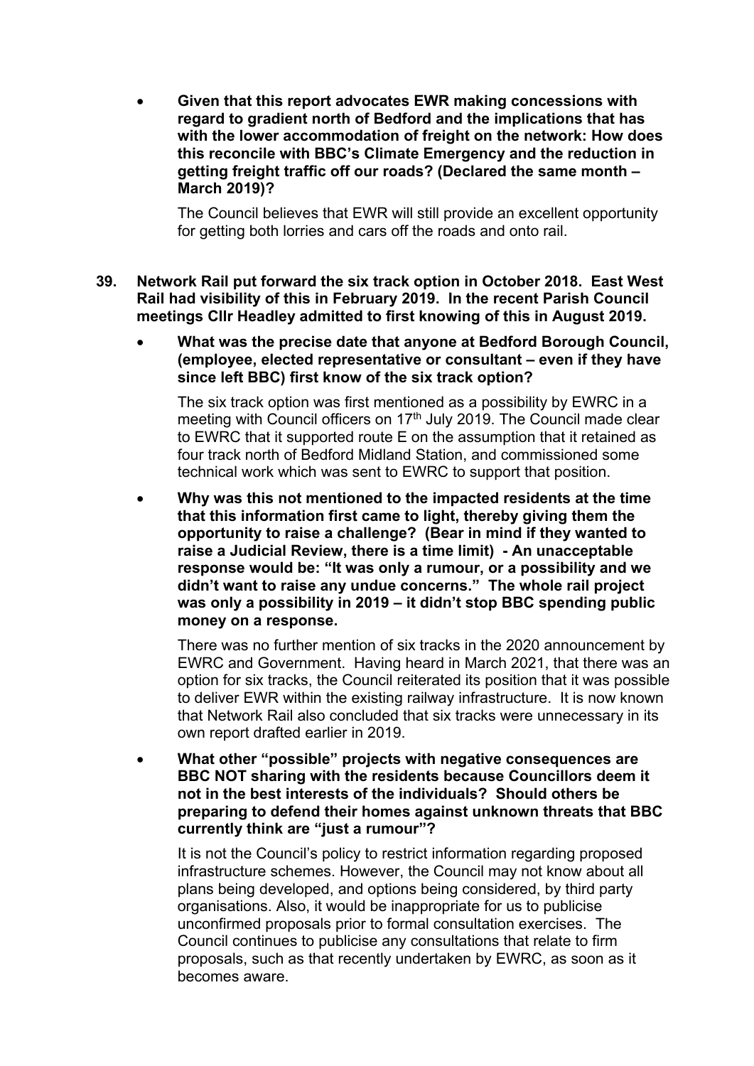- **Given that this report advocates EWR making concessions with regard to gradient north of Bedford and the implications that has with the lower accommodation of freight on the network: How does this reconcile with BBC's Climate Emergency and the reduction in getting freight traffic off our roads? (Declared the same month – March 2019)?**

  The Council believes that EWR will still provide an excellent opportunity for getting both lorries and cars off the roads and onto rail.

**39. Network Rail put forward the six track option in October 2018. East West Rail had visibility of this in February 2019. In the recent Parish Council meetings Cllr Headley admitted to first knowing of this in August 2019.**

- **What was the precise date that anyone at Bedford Borough Council, (employee, elected representative or consultant – even if they have since left BBC) first know of the six track option?**

  The six track option was first mentioned as a possibility by EWRC in a meeting with Council officers on 17th July 2019. The Council made clear to EWRC that it supported route E on the assumption that it retained as four track north of Bedford Midland Station, and commissioned some technical work which was sent to EWRC to support that position.

- **Why was this not mentioned to the impacted residents at the time that this information first came to light, thereby giving them the opportunity to raise a challenge? (Bear in mind if they wanted to raise a Judicial Review, there is a time limit) - An unacceptable response would be: "It was only a rumour, or a possibility and we didn't want to raise any undue concerns." The whole rail project was only a possibility in 2019 – it didn't stop BBC spending public money on a response.**

  There was no further mention of six tracks in the 2020 announcement by EWRC and Government. Having heard in March 2021, that there was an option for six tracks, the Council reiterated its position that it was possible to deliver EWR within the existing railway infrastructure. It is now known that Network Rail also concluded that six tracks were unnecessary in its own report drafted earlier in 2019.

- **What other "possible" projects with negative consequences are BBC NOT sharing with the residents because Councillors deem it not in the best interests of the individuals? Should others be preparing to defend their homes against unknown threats that BBC currently think are "just a rumour"?**

  It is not the Council's policy to restrict information regarding proposed infrastructure schemes. However, the Council may not know about all plans being developed, and options being considered, by third party organisations. Also, it would be inappropriate for us to publicise unconfirmed proposals prior to formal consultation exercises. The Council continues to publicise any consultations that relate to firm proposals, such as that recently undertaken by EWRC, as soon as it becomes aware.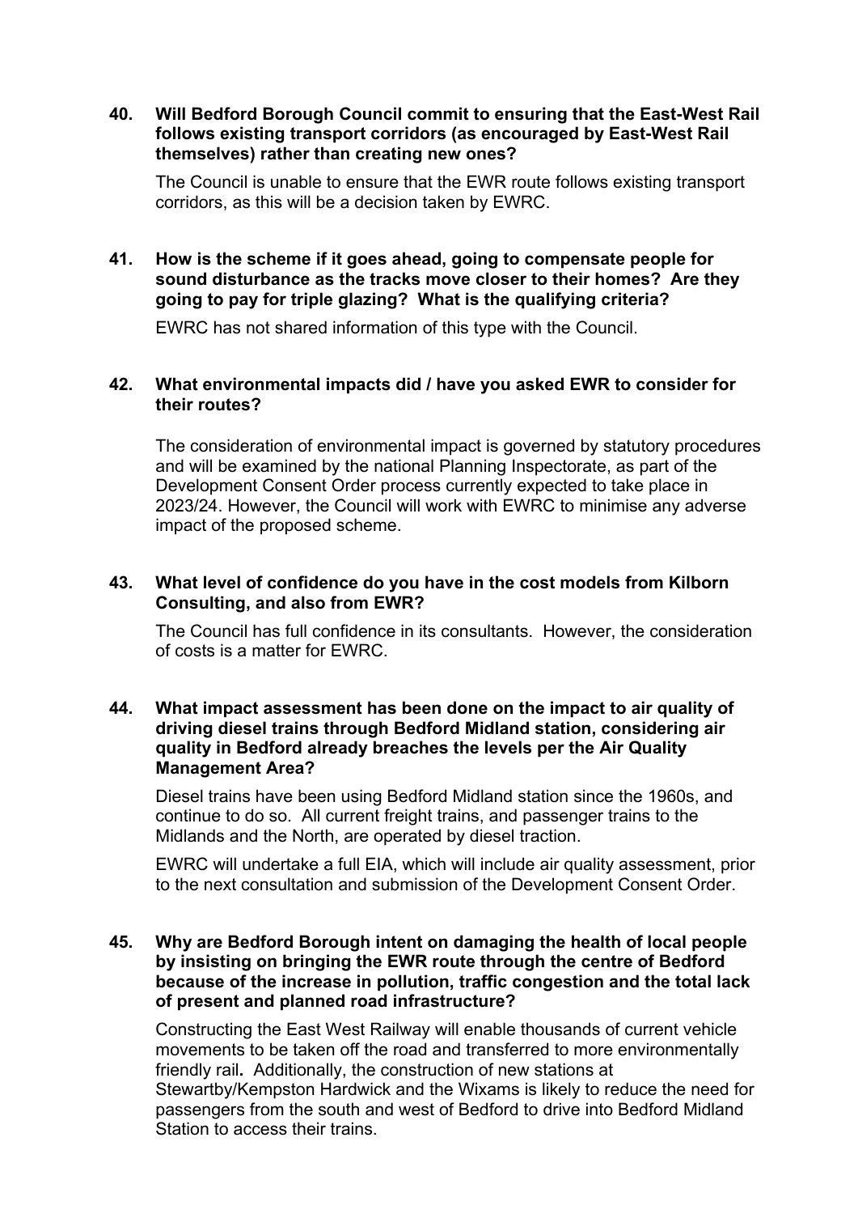**40. Will Bedford Borough Council commit to ensuring that the East-West Rail follows existing transport corridors (as encouraged by East-West Rail themselves) rather than creating new ones?**

The Council is unable to ensure that the EWR route follows existing transport corridors, as this will be a decision taken by EWRC.

**41. How is the scheme if it goes ahead, going to compensate people for sound disturbance as the tracks move closer to their homes? Are they going to pay for triple glazing? What is the qualifying criteria?**

EWRC has not shared information of this type with the Council.

**42. What environmental impacts did / have you asked EWR to consider for their routes?**

The consideration of environmental impact is governed by statutory procedures and will be examined by the national Planning Inspectorate, as part of the Development Consent Order process currently expected to take place in 2023/24. However, the Council will work with EWRC to minimise any adverse impact of the proposed scheme.

**43. What level of confidence do you have in the cost models from Kilborn Consulting, and also from EWR?**

The Council has full confidence in its consultants. However, the consideration of costs is a matter for EWRC.

**44. What impact assessment has been done on the impact to air quality of driving diesel trains through Bedford Midland station, considering air quality in Bedford already breaches the levels per the Air Quality Management Area?**

Diesel trains have been using Bedford Midland station since the 1960s, and continue to do so. All current freight trains, and passenger trains to the Midlands and the North, are operated by diesel traction.

EWRC will undertake a full EIA, which will include air quality assessment, prior to the next consultation and submission of the Development Consent Order.

**45. Why are Bedford Borough intent on damaging the health of local people by insisting on bringing the EWR route through the centre of Bedford because of the increase in pollution, traffic congestion and the total lack of present and planned road infrastructure?**

Constructing the East West Railway will enable thousands of current vehicle movements to be taken off the road and transferred to more environmentally friendly rail**.** Additionally, the construction of new stations at Stewartby/Kempston Hardwick and the Wixams is likely to reduce the need for passengers from the south and west of Bedford to drive into Bedford Midland Station to access their trains.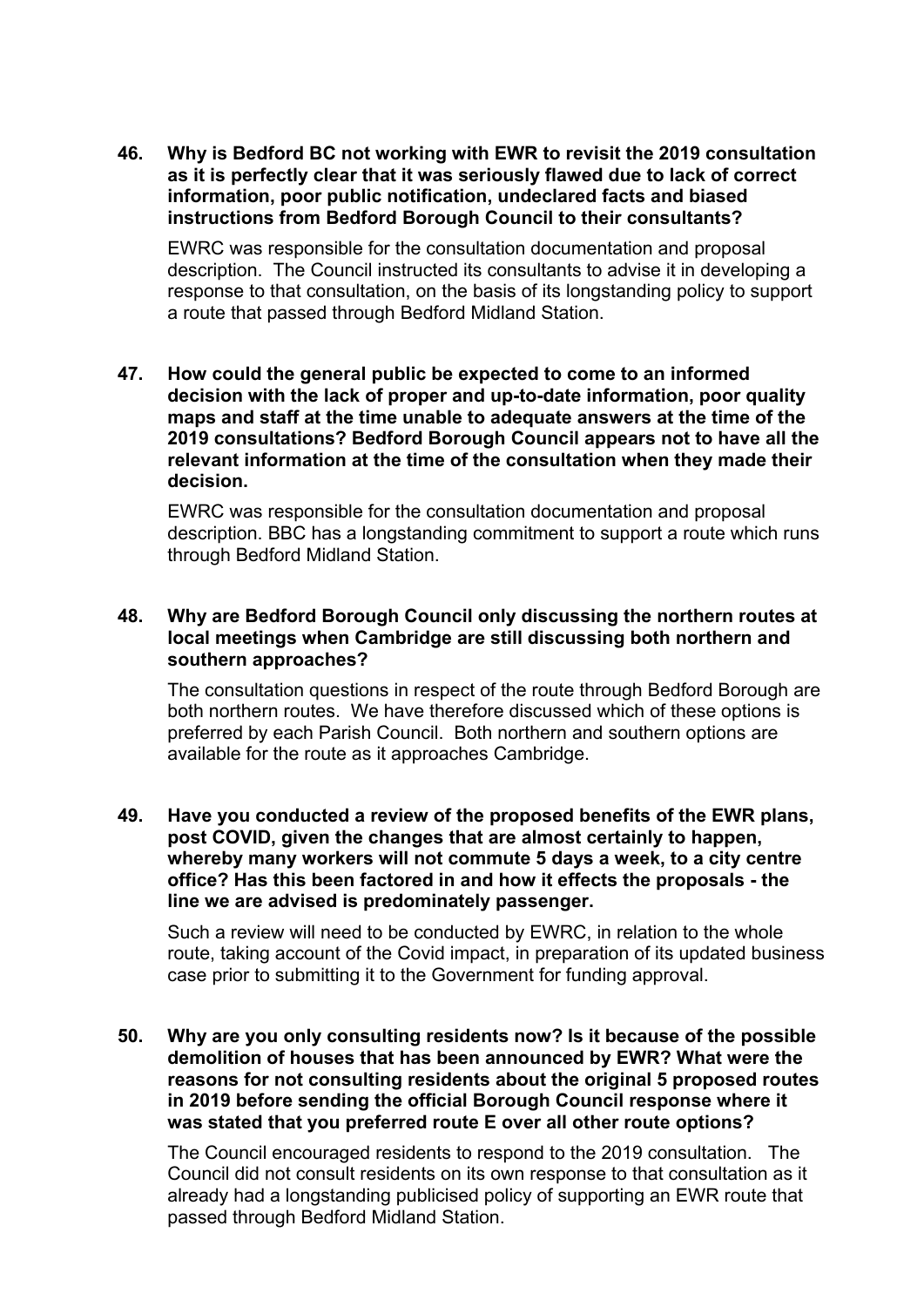**46. Why is Bedford BC not working with EWR to revisit the 2019 consultation as it is perfectly clear that it was seriously flawed due to lack of correct information, poor public notification, undeclared facts and biased instructions from Bedford Borough Council to their consultants?**

EWRC was responsible for the consultation documentation and proposal description. The Council instructed its consultants to advise it in developing a response to that consultation, on the basis of its longstanding policy to support a route that passed through Bedford Midland Station.

**47. How could the general public be expected to come to an informed decision with the lack of proper and up-to-date information, poor quality maps and staff at the time unable to adequate answers at the time of the 2019 consultations? Bedford Borough Council appears not to have all the relevant information at the time of the consultation when they made their decision.**

EWRC was responsible for the consultation documentation and proposal description. BBC has a longstanding commitment to support a route which runs through Bedford Midland Station.

**48. Why are Bedford Borough Council only discussing the northern routes at local meetings when Cambridge are still discussing both northern and southern approaches?**

The consultation questions in respect of the route through Bedford Borough are both northern routes. We have therefore discussed which of these options is preferred by each Parish Council. Both northern and southern options are available for the route as it approaches Cambridge.

**49. Have you conducted a review of the proposed benefits of the EWR plans, post COVID, given the changes that are almost certainly to happen, whereby many workers will not commute 5 days a week, to a city centre office? Has this been factored in and how it effects the proposals - the line we are advised is predominately passenger.**

Such a review will need to be conducted by EWRC, in relation to the whole route, taking account of the Covid impact, in preparation of its updated business case prior to submitting it to the Government for funding approval.

**50. Why are you only consulting residents now? Is it because of the possible demolition of houses that has been announced by EWR? What were the reasons for not consulting residents about the original 5 proposed routes in 2019 before sending the official Borough Council response where it was stated that you preferred route E over all other route options?**

The Council encouraged residents to respond to the 2019 consultation. The Council did not consult residents on its own response to that consultation as it already had a longstanding publicised policy of supporting an EWR route that passed through Bedford Midland Station.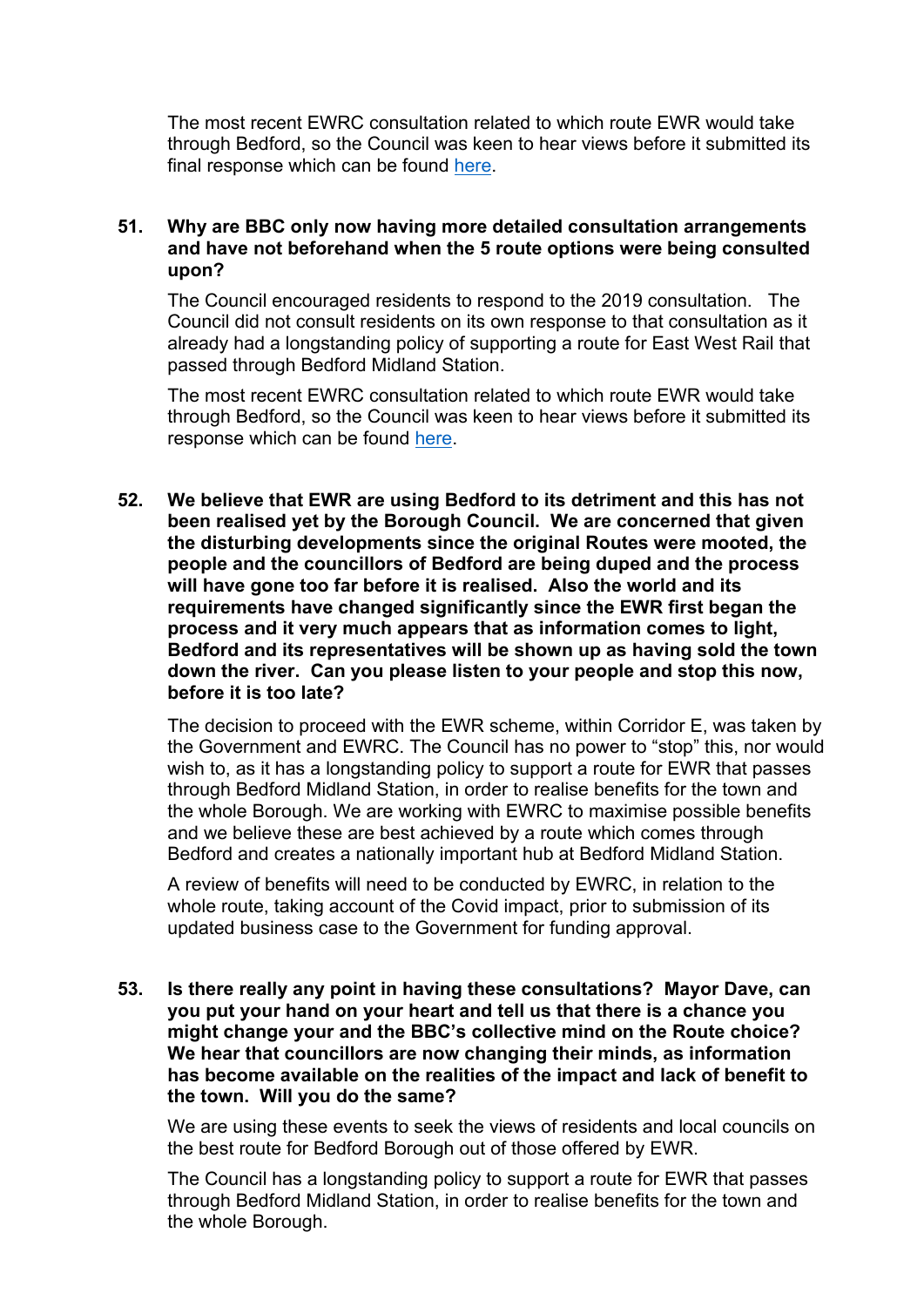The most recent EWRC consultation related to which route EWR would take through Bedford, so the Council was keen to hear views before it submitted its final response which can be found here.

**51. Why are BBC only now having more detailed consultation arrangements and have not beforehand when the 5 route options were being consulted upon?**

The Council encouraged residents to respond to the 2019 consultation. The Council did not consult residents on its own response to that consultation as it already had a longstanding policy of supporting a route for East West Rail that passed through Bedford Midland Station.

The most recent EWRC consultation related to which route EWR would take through Bedford, so the Council was keen to hear views before it submitted its response which can be found here.

**52. We believe that EWR are using Bedford to its detriment and this has not been realised yet by the Borough Council. We are concerned that given the disturbing developments since the original Routes were mooted, the people and the councillors of Bedford are being duped and the process will have gone too far before it is realised. Also the world and its requirements have changed significantly since the EWR first began the process and it very much appears that as information comes to light, Bedford and its representatives will be shown up as having sold the town down the river. Can you please listen to your people and stop this now, before it is too late?**

The decision to proceed with the EWR scheme, within Corridor E, was taken by the Government and EWRC. The Council has no power to "stop" this, nor would wish to, as it has a longstanding policy to support a route for EWR that passes through Bedford Midland Station, in order to realise benefits for the town and the whole Borough. We are working with EWRC to maximise possible benefits and we believe these are best achieved by a route which comes through Bedford and creates a nationally important hub at Bedford Midland Station.

A review of benefits will need to be conducted by EWRC, in relation to the whole route, taking account of the Covid impact, prior to submission of its updated business case to the Government for funding approval.

**53. Is there really any point in having these consultations? Mayor Dave, can you put your hand on your heart and tell us that there is a chance you might change your and the BBC's collective mind on the Route choice? We hear that councillors are now changing their minds, as information has become available on the realities of the impact and lack of benefit to the town. Will you do the same?**

We are using these events to seek the views of residents and local councils on the best route for Bedford Borough out of those offered by EWR.

The Council has a longstanding policy to support a route for EWR that passes through Bedford Midland Station, in order to realise benefits for the town and the whole Borough.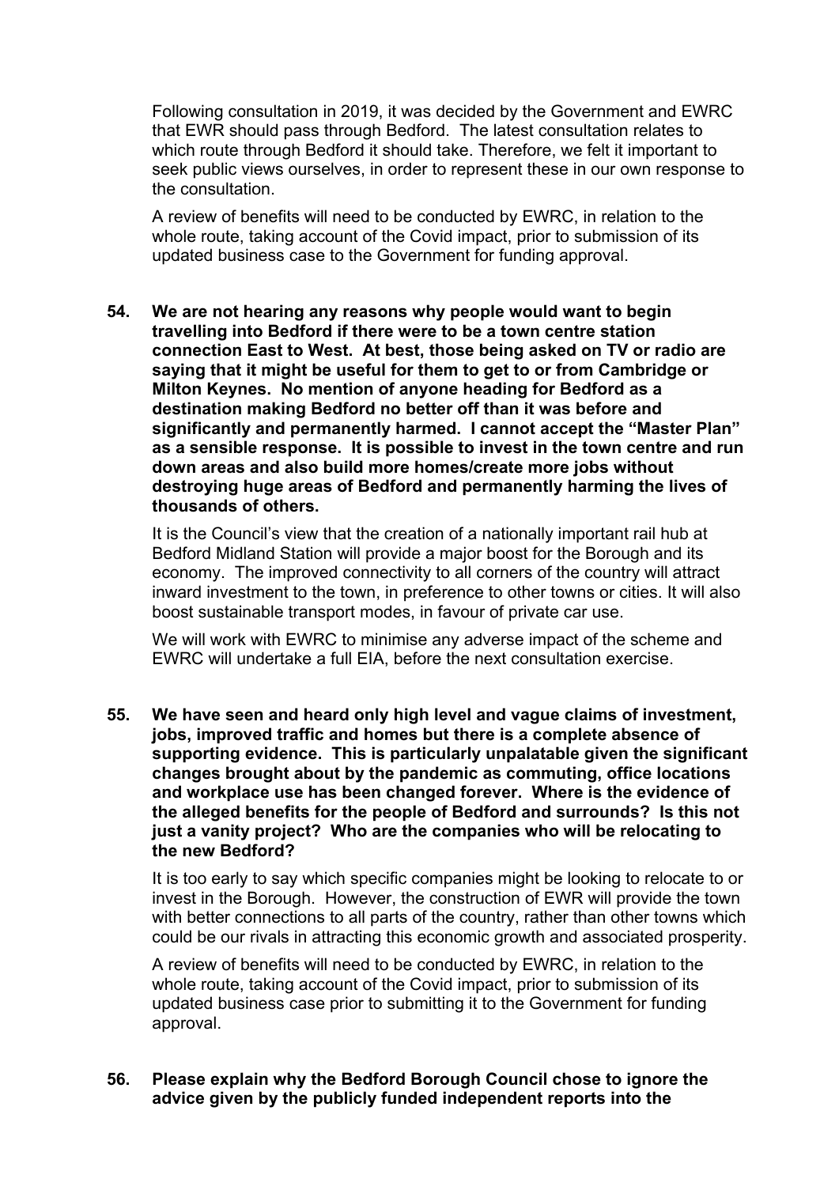Following consultation in 2019, it was decided by the Government and EWRC that EWR should pass through Bedford. The latest consultation relates to which route through Bedford it should take. Therefore, we felt it important to seek public views ourselves, in order to represent these in our own response to the consultation.

A review of benefits will need to be conducted by EWRC, in relation to the whole route, taking account of the Covid impact, prior to submission of its updated business case to the Government for funding approval.

**54. We are not hearing any reasons why people would want to begin travelling into Bedford if there were to be a town centre station connection East to West. At best, those being asked on TV or radio are saying that it might be useful for them to get to or from Cambridge or Milton Keynes. No mention of anyone heading for Bedford as a destination making Bedford no better off than it was before and significantly and permanently harmed. I cannot accept the "Master Plan" as a sensible response. It is possible to invest in the town centre and run down areas and also build more homes/create more jobs without destroying huge areas of Bedford and permanently harming the lives of thousands of others.**

It is the Council's view that the creation of a nationally important rail hub at Bedford Midland Station will provide a major boost for the Borough and its economy. The improved connectivity to all corners of the country will attract inward investment to the town, in preference to other towns or cities. It will also boost sustainable transport modes, in favour of private car use.

We will work with EWRC to minimise any adverse impact of the scheme and EWRC will undertake a full EIA, before the next consultation exercise.

**55. We have seen and heard only high level and vague claims of investment, jobs, improved traffic and homes but there is a complete absence of supporting evidence. This is particularly unpalatable given the significant changes brought about by the pandemic as commuting, office locations and workplace use has been changed forever. Where is the evidence of the alleged benefits for the people of Bedford and surrounds? Is this not just a vanity project? Who are the companies who will be relocating to the new Bedford?**

It is too early to say which specific companies might be looking to relocate to or invest in the Borough. However, the construction of EWR will provide the town with better connections to all parts of the country, rather than other towns which could be our rivals in attracting this economic growth and associated prosperity.

A review of benefits will need to be conducted by EWRC, in relation to the whole route, taking account of the Covid impact, prior to submission of its updated business case prior to submitting it to the Government for funding approval.

**56. Please explain why the Bedford Borough Council chose to ignore the advice given by the publicly funded independent reports into the**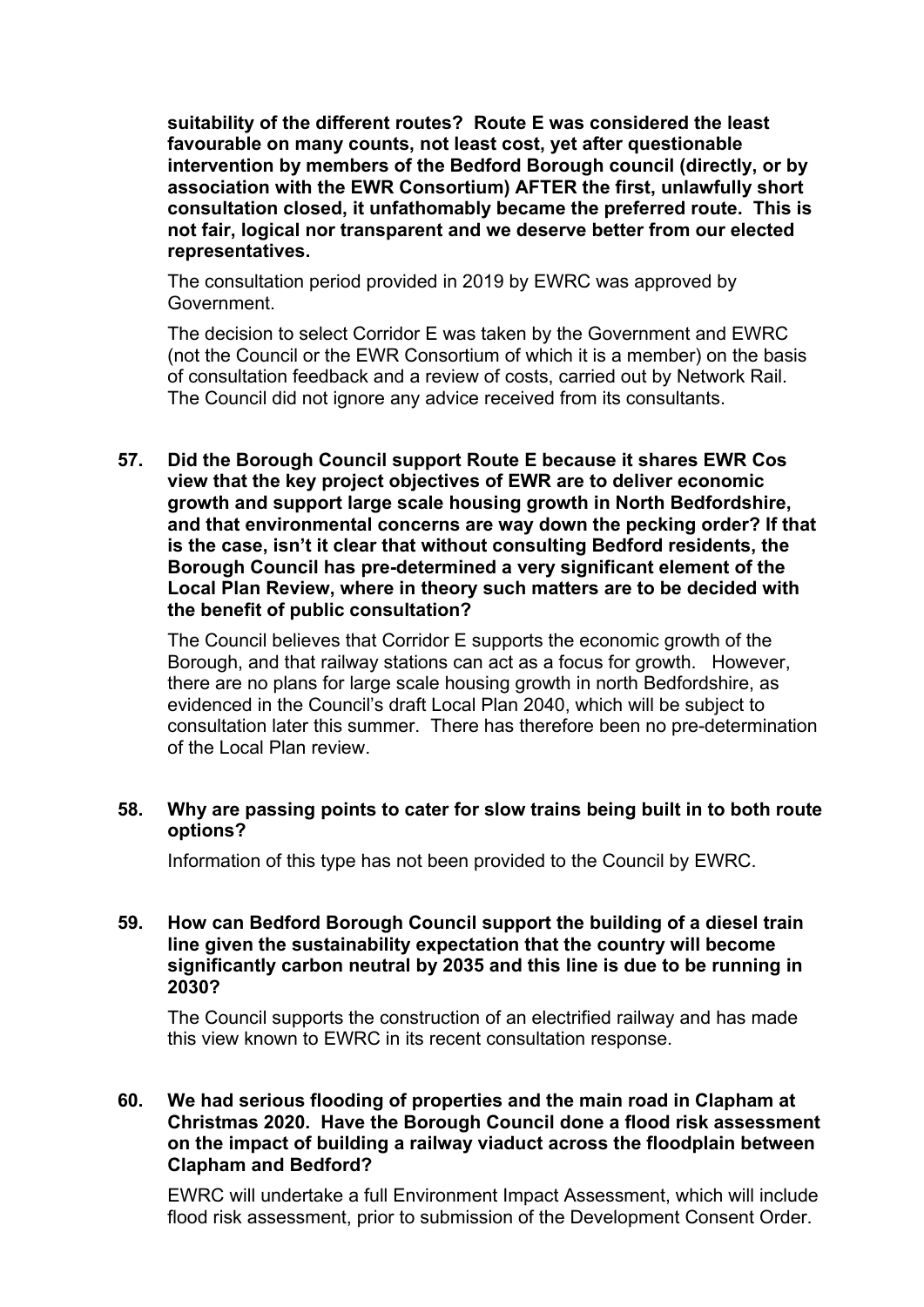**suitability of the different routes? Route E was considered the least favourable on many counts, not least cost, yet after questionable intervention by members of the Bedford Borough council (directly, or by association with the EWR Consortium) AFTER the first, unlawfully short consultation closed, it unfathomably became the preferred route. This is not fair, logical nor transparent and we deserve better from our elected representatives.**

The consultation period provided in 2019 by EWRC was approved by Government.

The decision to select Corridor E was taken by the Government and EWRC (not the Council or the EWR Consortium of which it is a member) on the basis of consultation feedback and a review of costs, carried out by Network Rail. The Council did not ignore any advice received from its consultants.

**57. Did the Borough Council support Route E because it shares EWR Cos view that the key project objectives of EWR are to deliver economic growth and support large scale housing growth in North Bedfordshire, and that environmental concerns are way down the pecking order? If that is the case, isn't it clear that without consulting Bedford residents, the Borough Council has pre-determined a very significant element of the Local Plan Review, where in theory such matters are to be decided with the benefit of public consultation?**

The Council believes that Corridor E supports the economic growth of the Borough, and that railway stations can act as a focus for growth. However, there are no plans for large scale housing growth in north Bedfordshire, as evidenced in the Council's draft Local Plan 2040, which will be subject to consultation later this summer. There has therefore been no pre-determination of the Local Plan review.

**58. Why are passing points to cater for slow trains being built in to both route options?**

Information of this type has not been provided to the Council by EWRC.

**59. How can Bedford Borough Council support the building of a diesel train line given the sustainability expectation that the country will become significantly carbon neutral by 2035 and this line is due to be running in 2030?**

The Council supports the construction of an electrified railway and has made this view known to EWRC in its recent consultation response.

**60. We had serious flooding of properties and the main road in Clapham at Christmas 2020. Have the Borough Council done a flood risk assessment on the impact of building a railway viaduct across the floodplain between Clapham and Bedford?**

EWRC will undertake a full Environment Impact Assessment, which will include flood risk assessment, prior to submission of the Development Consent Order.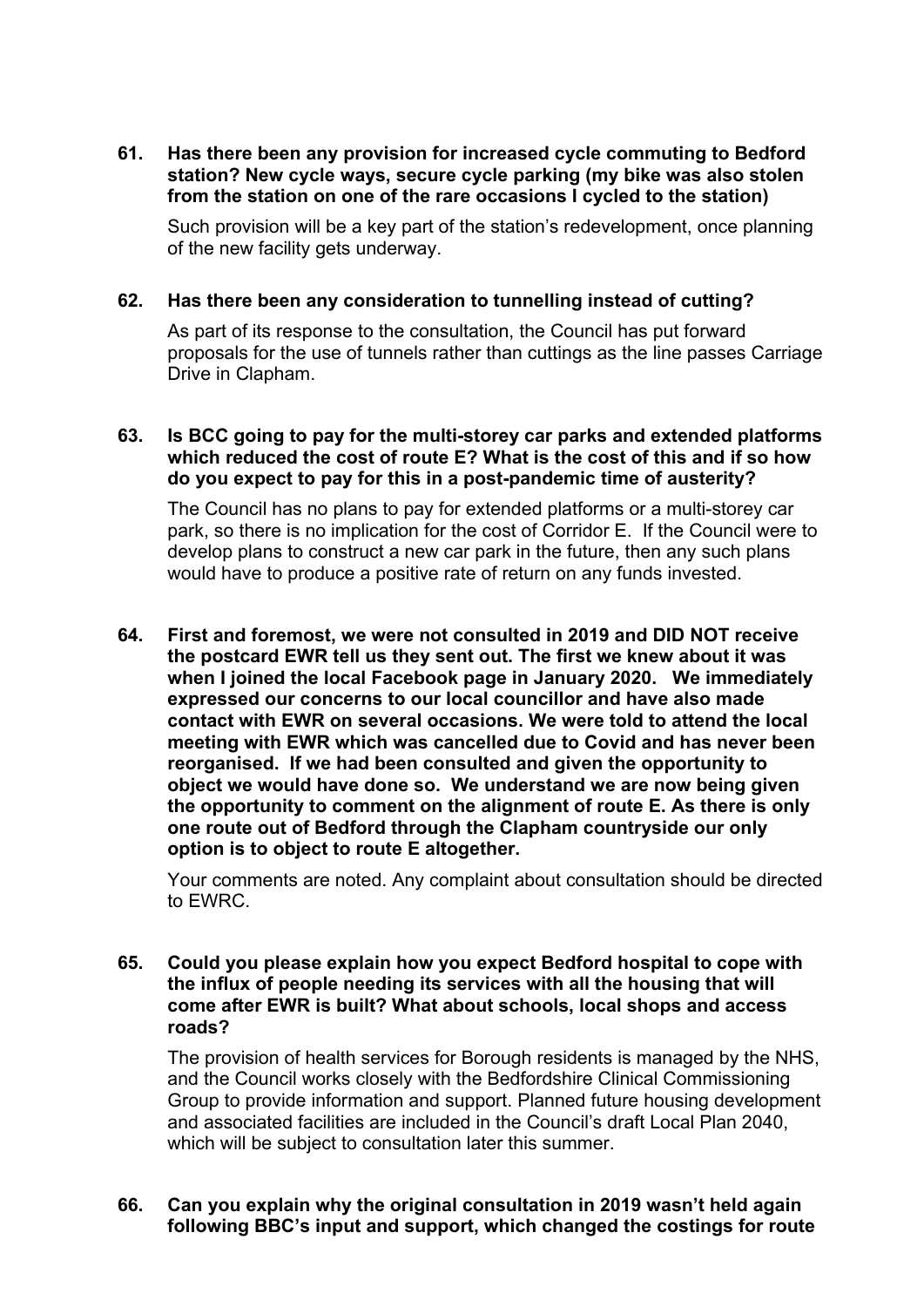**61. Has there been any provision for increased cycle commuting to Bedford station? New cycle ways, secure cycle parking (my bike was also stolen from the station on one of the rare occasions I cycled to the station)**

Such provision will be a key part of the station's redevelopment, once planning of the new facility gets underway.

**62. Has there been any consideration to tunnelling instead of cutting?**

As part of its response to the consultation, the Council has put forward proposals for the use of tunnels rather than cuttings as the line passes Carriage Drive in Clapham.

**63. Is BCC going to pay for the multi-storey car parks and extended platforms which reduced the cost of route E? What is the cost of this and if so how do you expect to pay for this in a post-pandemic time of austerity?**

The Council has no plans to pay for extended platforms or a multi-storey car park, so there is no implication for the cost of Corridor E. If the Council were to develop plans to construct a new car park in the future, then any such plans would have to produce a positive rate of return on any funds invested.

**64. First and foremost, we were not consulted in 2019 and DID NOT receive the postcard EWR tell us they sent out. The first we knew about it was when I joined the local Facebook page in January 2020. We immediately expressed our concerns to our local councillor and have also made contact with EWR on several occasions. We were told to attend the local meeting with EWR which was cancelled due to Covid and has never been reorganised. If we had been consulted and given the opportunity to object we would have done so. We understand we are now being given the opportunity to comment on the alignment of route E. As there is only one route out of Bedford through the Clapham countryside our only option is to object to route E altogether.**

Your comments are noted. Any complaint about consultation should be directed to EWRC.

**65. Could you please explain how you expect Bedford hospital to cope with the influx of people needing its services with all the housing that will come after EWR is built? What about schools, local shops and access roads?**

The provision of health services for Borough residents is managed by the NHS, and the Council works closely with the Bedfordshire Clinical Commissioning Group to provide information and support. Planned future housing development and associated facilities are included in the Council's draft Local Plan 2040, which will be subject to consultation later this summer.

**66. Can you explain why the original consultation in 2019 wasn't held again following BBC's input and support, which changed the costings for route**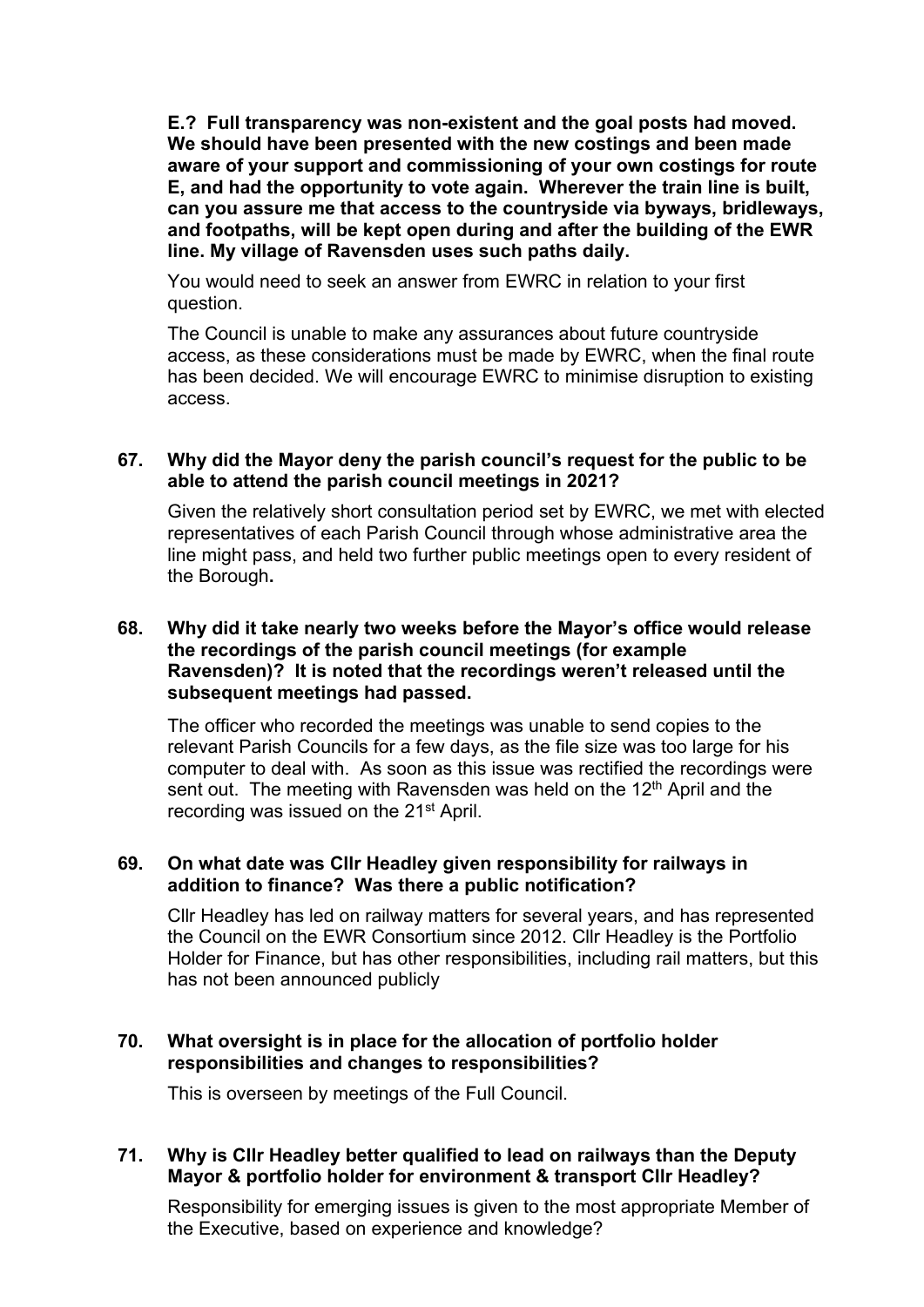**E.? Full transparency was non-existent and the goal posts had moved. We should have been presented with the new costings and been made aware of your support and commissioning of your own costings for route E, and had the opportunity to vote again. Wherever the train line is built, can you assure me that access to the countryside via byways, bridleways, and footpaths, will be kept open during and after the building of the EWR line. My village of Ravensden uses such paths daily.**

You would need to seek an answer from EWRC in relation to your first question.

The Council is unable to make any assurances about future countryside access, as these considerations must be made by EWRC, when the final route has been decided. We will encourage EWRC to minimise disruption to existing access.

**67. Why did the Mayor deny the parish council's request for the public to be able to attend the parish council meetings in 2021?**

Given the relatively short consultation period set by EWRC, we met with elected representatives of each Parish Council through whose administrative area the line might pass, and held two further public meetings open to every resident of the Borough**.**

**68. Why did it take nearly two weeks before the Mayor's office would release the recordings of the parish council meetings (for example Ravensden)? It is noted that the recordings weren't released until the subsequent meetings had passed.**

The officer who recorded the meetings was unable to send copies to the relevant Parish Councils for a few days, as the file size was too large for his computer to deal with. As soon as this issue was rectified the recordings were sent out. The meeting with Ravensden was held on the 12th April and the recording was issued on the 21st April.

**69. On what date was Cllr Headley given responsibility for railways in addition to finance? Was there a public notification?**

Cllr Headley has led on railway matters for several years, and has represented the Council on the EWR Consortium since 2012. Cllr Headley is the Portfolio Holder for Finance, but has other responsibilities, including rail matters, but this has not been announced publicly

**70. What oversight is in place for the allocation of portfolio holder responsibilities and changes to responsibilities?**

This is overseen by meetings of the Full Council.

**71. Why is Cllr Headley better qualified to lead on railways than the Deputy Mayor & portfolio holder for environment & transport Cllr Headley?**

Responsibility for emerging issues is given to the most appropriate Member of the Executive, based on experience and knowledge?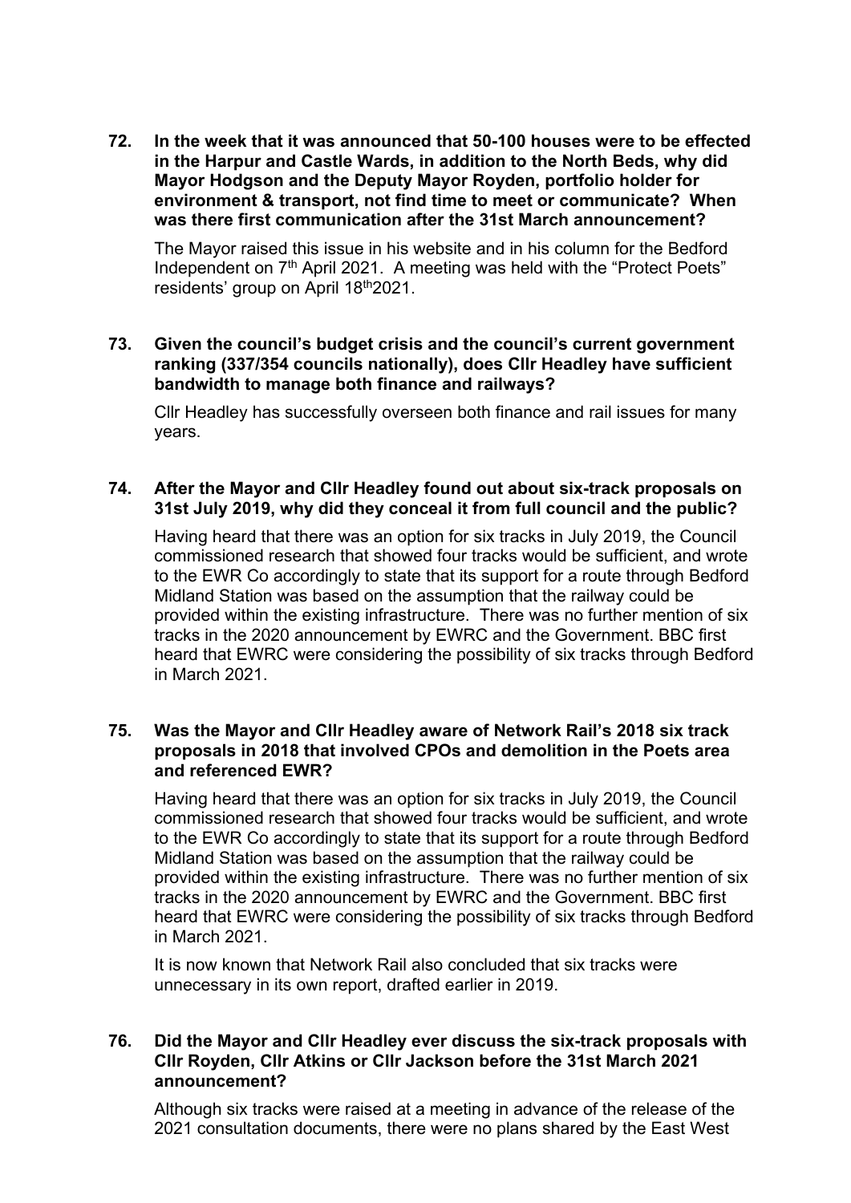**72. In the week that it was announced that 50-100 houses were to be effected in the Harpur and Castle Wards, in addition to the North Beds, why did Mayor Hodgson and the Deputy Mayor Royden, portfolio holder for environment & transport, not find time to meet or communicate? When was there first communication after the 31st March announcement?**

The Mayor raised this issue in his website and in his column for the Bedford Independent on 7th April 2021. A meeting was held with the "Protect Poets" residents' group on April 18th2021.

**73. Given the council's budget crisis and the council's current government ranking (337/354 councils nationally), does Cllr Headley have sufficient bandwidth to manage both finance and railways?**

Cllr Headley has successfully overseen both finance and rail issues for many years.

**74. After the Mayor and Cllr Headley found out about six-track proposals on 31st July 2019, why did they conceal it from full council and the public?**

Having heard that there was an option for six tracks in July 2019, the Council commissioned research that showed four tracks would be sufficient, and wrote to the EWR Co accordingly to state that its support for a route through Bedford Midland Station was based on the assumption that the railway could be provided within the existing infrastructure. There was no further mention of six tracks in the 2020 announcement by EWRC and the Government. BBC first heard that EWRC were considering the possibility of six tracks through Bedford in March 2021.

**75. Was the Mayor and Cllr Headley aware of Network Rail's 2018 six track proposals in 2018 that involved CPOs and demolition in the Poets area and referenced EWR?**

Having heard that there was an option for six tracks in July 2019, the Council commissioned research that showed four tracks would be sufficient, and wrote to the EWR Co accordingly to state that its support for a route through Bedford Midland Station was based on the assumption that the railway could be provided within the existing infrastructure. There was no further mention of six tracks in the 2020 announcement by EWRC and the Government. BBC first heard that EWRC were considering the possibility of six tracks through Bedford in March 2021.

It is now known that Network Rail also concluded that six tracks were unnecessary in its own report, drafted earlier in 2019.

**76. Did the Mayor and Cllr Headley ever discuss the six-track proposals with Cllr Royden, Cllr Atkins or Cllr Jackson before the 31st March 2021 announcement?**

Although six tracks were raised at a meeting in advance of the release of the 2021 consultation documents, there were no plans shared by the East West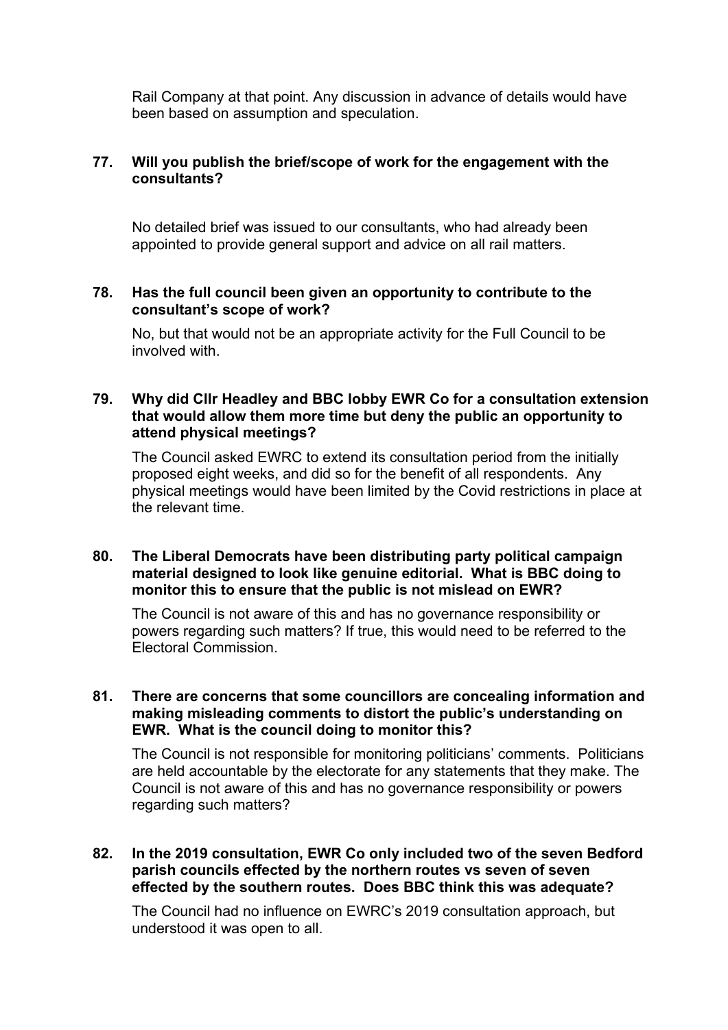Rail Company at that point. Any discussion in advance of details would have been based on assumption and speculation.

**77. Will you publish the brief/scope of work for the engagement with the consultants?**

No detailed brief was issued to our consultants, who had already been appointed to provide general support and advice on all rail matters.

**78. Has the full council been given an opportunity to contribute to the consultant's scope of work?**

No, but that would not be an appropriate activity for the Full Council to be involved with.

**79. Why did Cllr Headley and BBC lobby EWR Co for a consultation extension that would allow them more time but deny the public an opportunity to attend physical meetings?**

The Council asked EWRC to extend its consultation period from the initially proposed eight weeks, and did so for the benefit of all respondents. Any physical meetings would have been limited by the Covid restrictions in place at the relevant time.

**80. The Liberal Democrats have been distributing party political campaign material designed to look like genuine editorial. What is BBC doing to monitor this to ensure that the public is not mislead on EWR?**

The Council is not aware of this and has no governance responsibility or powers regarding such matters? If true, this would need to be referred to the Electoral Commission.

**81. There are concerns that some councillors are concealing information and making misleading comments to distort the public's understanding on EWR. What is the council doing to monitor this?**

The Council is not responsible for monitoring politicians' comments. Politicians are held accountable by the electorate for any statements that they make. The Council is not aware of this and has no governance responsibility or powers regarding such matters?

**82. In the 2019 consultation, EWR Co only included two of the seven Bedford parish councils effected by the northern routes vs seven of seven effected by the southern routes. Does BBC think this was adequate?**

The Council had no influence on EWRC's 2019 consultation approach, but understood it was open to all.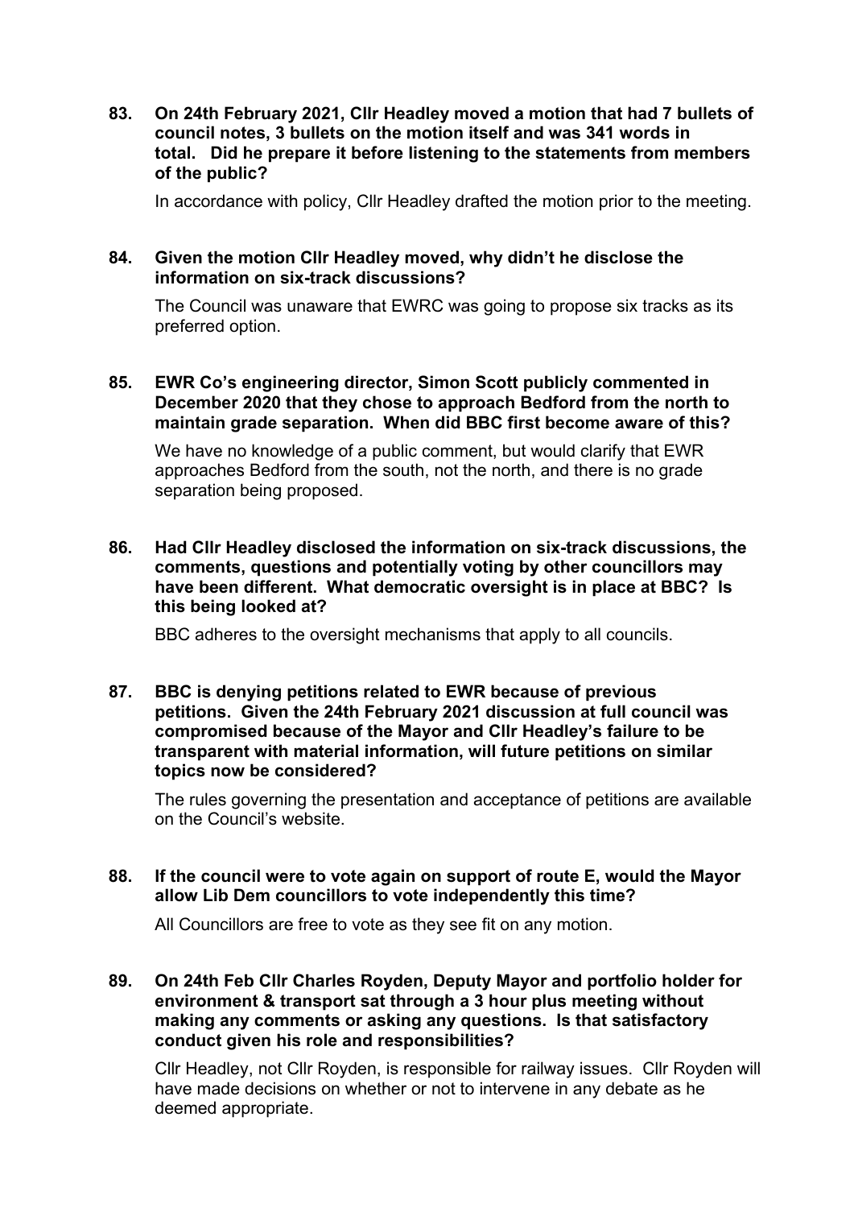**83. On 24th February 2021, Cllr Headley moved a motion that had 7 bullets of council notes, 3 bullets on the motion itself and was 341 words in total. Did he prepare it before listening to the statements from members of the public?**

In accordance with policy, Cllr Headley drafted the motion prior to the meeting.

**84. Given the motion Cllr Headley moved, why didn't he disclose the information on six-track discussions?**

The Council was unaware that EWRC was going to propose six tracks as its preferred option.

**85. EWR Co's engineering director, Simon Scott publicly commented in December 2020 that they chose to approach Bedford from the north to maintain grade separation. When did BBC first become aware of this?**

We have no knowledge of a public comment, but would clarify that EWR approaches Bedford from the south, not the north, and there is no grade separation being proposed.

**86. Had Cllr Headley disclosed the information on six-track discussions, the comments, questions and potentially voting by other councillors may have been different. What democratic oversight is in place at BBC? Is this being looked at?**

BBC adheres to the oversight mechanisms that apply to all councils.

**87. BBC is denying petitions related to EWR because of previous petitions. Given the 24th February 2021 discussion at full council was compromised because of the Mayor and Cllr Headley's failure to be transparent with material information, will future petitions on similar topics now be considered?**

The rules governing the presentation and acceptance of petitions are available on the Council's website.

**88. If the council were to vote again on support of route E, would the Mayor allow Lib Dem councillors to vote independently this time?**

All Councillors are free to vote as they see fit on any motion.

**89. On 24th Feb Cllr Charles Royden, Deputy Mayor and portfolio holder for environment & transport sat through a 3 hour plus meeting without making any comments or asking any questions. Is that satisfactory conduct given his role and responsibilities?**

Cllr Headley, not Cllr Royden, is responsible for railway issues. Cllr Royden will have made decisions on whether or not to intervene in any debate as he deemed appropriate.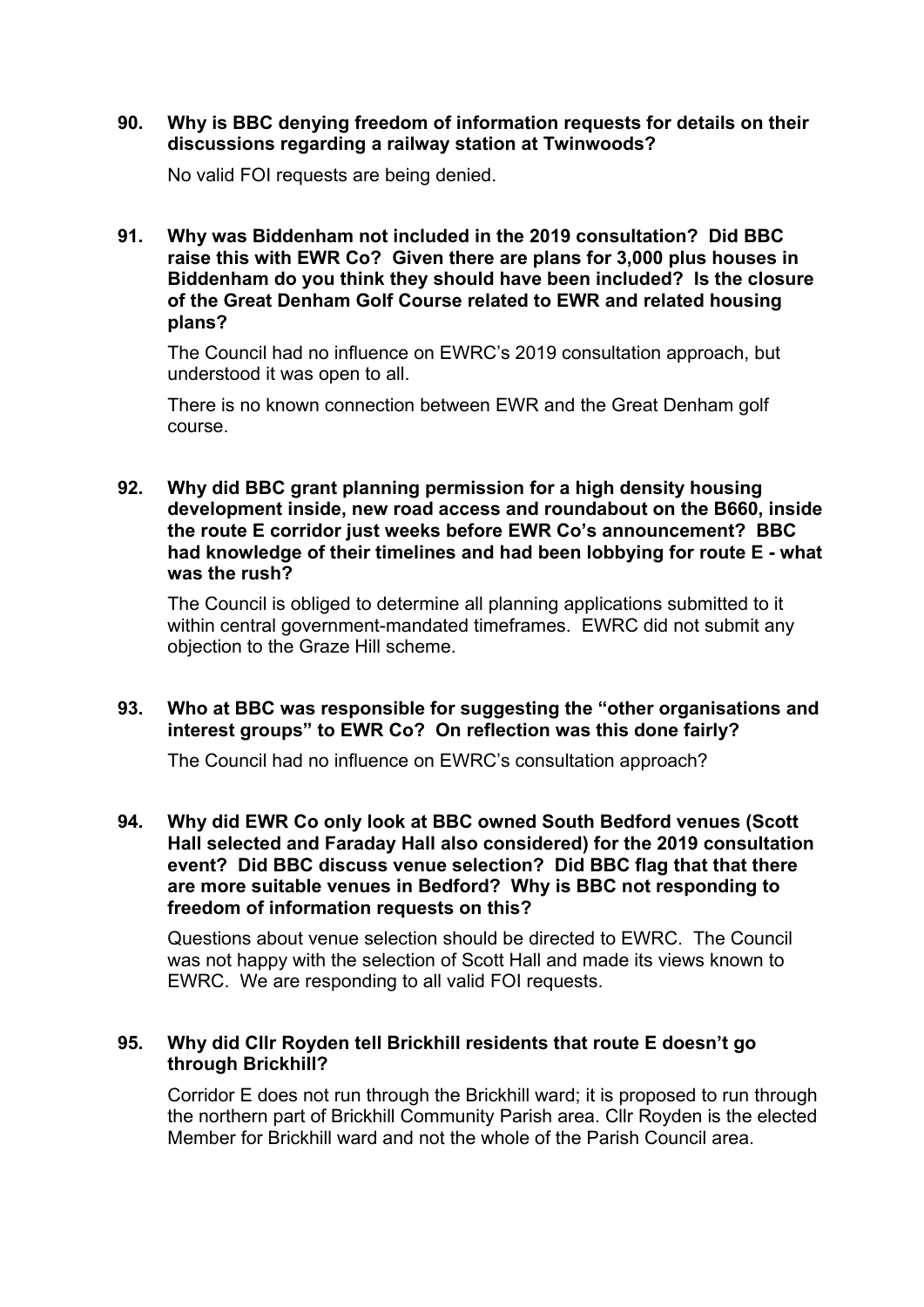**90. Why is BBC denying freedom of information requests for details on their discussions regarding a railway station at Twinwoods?**

No valid FOI requests are being denied.

**91. Why was Biddenham not included in the 2019 consultation? Did BBC raise this with EWR Co? Given there are plans for 3,000 plus houses in Biddenham do you think they should have been included? Is the closure of the Great Denham Golf Course related to EWR and related housing plans?**

The Council had no influence on EWRC's 2019 consultation approach, but understood it was open to all.

There is no known connection between EWR and the Great Denham golf course.

**92. Why did BBC grant planning permission for a high density housing development inside, new road access and roundabout on the B660, inside the route E corridor just weeks before EWR Co's announcement? BBC had knowledge of their timelines and had been lobbying for route E - what was the rush?**

The Council is obliged to determine all planning applications submitted to it within central government-mandated timeframes. EWRC did not submit any objection to the Graze Hill scheme.

**93. Who at BBC was responsible for suggesting the "other organisations and interest groups" to EWR Co? On reflection was this done fairly?**

The Council had no influence on EWRC's consultation approach?

**94. Why did EWR Co only look at BBC owned South Bedford venues (Scott Hall selected and Faraday Hall also considered) for the 2019 consultation event? Did BBC discuss venue selection? Did BBC flag that that there are more suitable venues in Bedford? Why is BBC not responding to freedom of information requests on this?**

Questions about venue selection should be directed to EWRC. The Council was not happy with the selection of Scott Hall and made its views known to EWRC. We are responding to all valid FOI requests.

**95. Why did Cllr Royden tell Brickhill residents that route E doesn't go through Brickhill?**

Corridor E does not run through the Brickhill ward; it is proposed to run through the northern part of Brickhill Community Parish area. Cllr Royden is the elected Member for Brickhill ward and not the whole of the Parish Council area.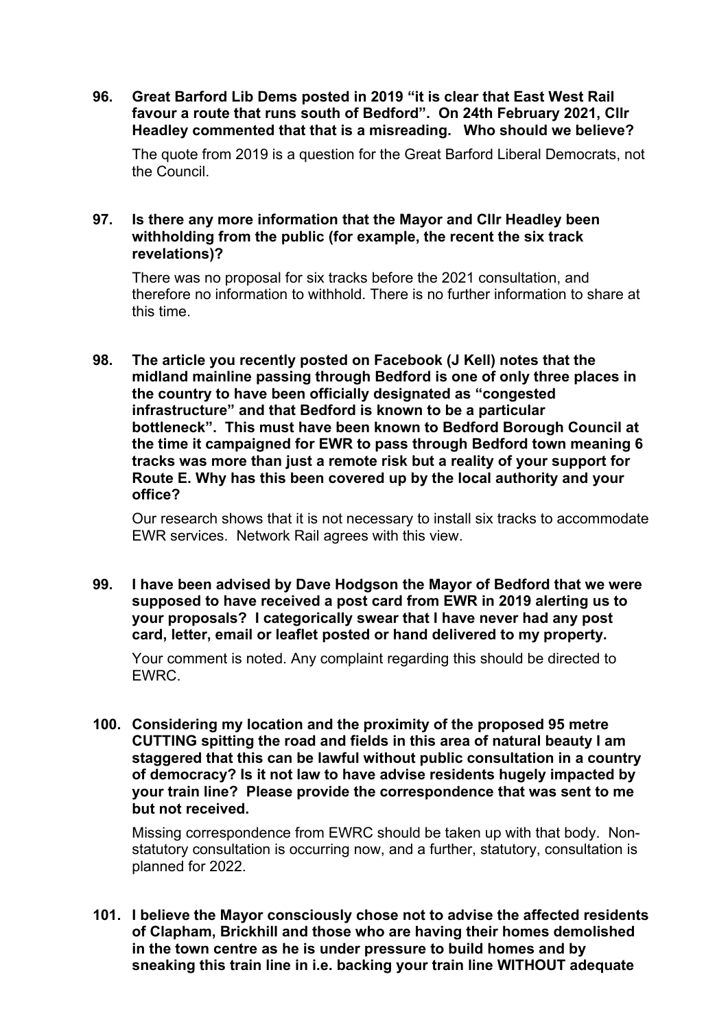**96. Great Barford Lib Dems posted in 2019 "it is clear that East West Rail favour a route that runs south of Bedford". On 24th February 2021, Cllr Headley commented that that is a misreading. Who should we believe?**

The quote from 2019 is a question for the Great Barford Liberal Democrats, not the Council.

**97. Is there any more information that the Mayor and Cllr Headley been withholding from the public (for example, the recent the six track revelations)?**

There was no proposal for six tracks before the 2021 consultation, and therefore no information to withhold. There is no further information to share at this time.

**98. The article you recently posted on Facebook (J Kell) notes that the midland mainline passing through Bedford is one of only three places in the country to have been officially designated as "congested infrastructure" and that Bedford is known to be a particular bottleneck". This must have been known to Bedford Borough Council at the time it campaigned for EWR to pass through Bedford town meaning 6 tracks was more than just a remote risk but a reality of your support for Route E. Why has this been covered up by the local authority and your office?**

Our research shows that it is not necessary to install six tracks to accommodate EWR services. Network Rail agrees with this view.

**99. I have been advised by Dave Hodgson the Mayor of Bedford that we were supposed to have received a post card from EWR in 2019 alerting us to your proposals? I categorically swear that I have never had any post card, letter, email or leaflet posted or hand delivered to my property.**

Your comment is noted. Any complaint regarding this should be directed to EWRC.

**100. Considering my location and the proximity of the proposed 95 metre CUTTING spitting the road and fields in this area of natural beauty I am staggered that this can be lawful without public consultation in a country of democracy? Is it not law to have advise residents hugely impacted by your train line? Please provide the correspondence that was sent to me but not received.**

Missing correspondence from EWRC should be taken up with that body. Non-statutory consultation is occurring now, and a further, statutory, consultation is planned for 2022.

**101. I believe the Mayor consciously chose not to advise the affected residents of Clapham, Brickhill and those who are having their homes demolished in the town centre as he is under pressure to build homes and by sneaking this train line in i.e. backing your train line WITHOUT adequate**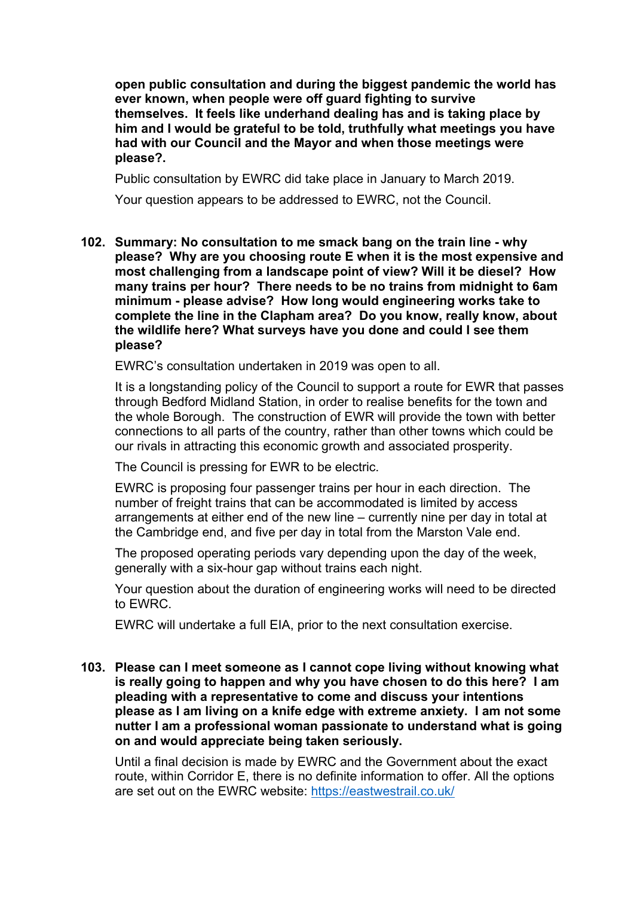**open public consultation and during the biggest pandemic the world has ever known, when people were off guard fighting to survive themselves. It feels like underhand dealing has and is taking place by him and I would be grateful to be told, truthfully what meetings you have had with our Council and the Mayor and when those meetings were please?.**

Public consultation by EWRC did take place in January to March 2019.

Your question appears to be addressed to EWRC, not the Council.

102. **Summary: No consultation to me smack bang on the train line - why please? Why are you choosing route E when it is the most expensive and most challenging from a landscape point of view? Will it be diesel? How many trains per hour? There needs to be no trains from midnight to 6am minimum - please advise? How long would engineering works take to complete the line in the Clapham area? Do you know, really know, about the wildlife here? What surveys have you done and could I see them please?**

    EWRC's consultation undertaken in 2019 was open to all.

    It is a longstanding policy of the Council to support a route for EWR that passes through Bedford Midland Station, in order to realise benefits for the town and the whole Borough. The construction of EWR will provide the town with better connections to all parts of the country, rather than other towns which could be our rivals in attracting this economic growth and associated prosperity.

    The Council is pressing for EWR to be electric.

    EWRC is proposing four passenger trains per hour in each direction. The number of freight trains that can be accommodated is limited by access arrangements at either end of the new line – currently nine per day in total at the Cambridge end, and five per day in total from the Marston Vale end.

    The proposed operating periods vary depending upon the day of the week, generally with a six-hour gap without trains each night.

    Your question about the duration of engineering works will need to be directed to EWRC.

    EWRC will undertake a full EIA, prior to the next consultation exercise.

103. **Please can I meet someone as I cannot cope living without knowing what is really going to happen and why you have chosen to do this here? I am pleading with a representative to come and discuss your intentions please as I am living on a knife edge with extreme anxiety. I am not some nutter I am a professional woman passionate to understand what is going on and would appreciate being taken seriously.**

    Until a final decision is made by EWRC and the Government about the exact route, within Corridor E, there is no definite information to offer. All the options are set out on the EWRC website: [https://eastwestrail.co.uk/](https://eastwestrail.co.uk/)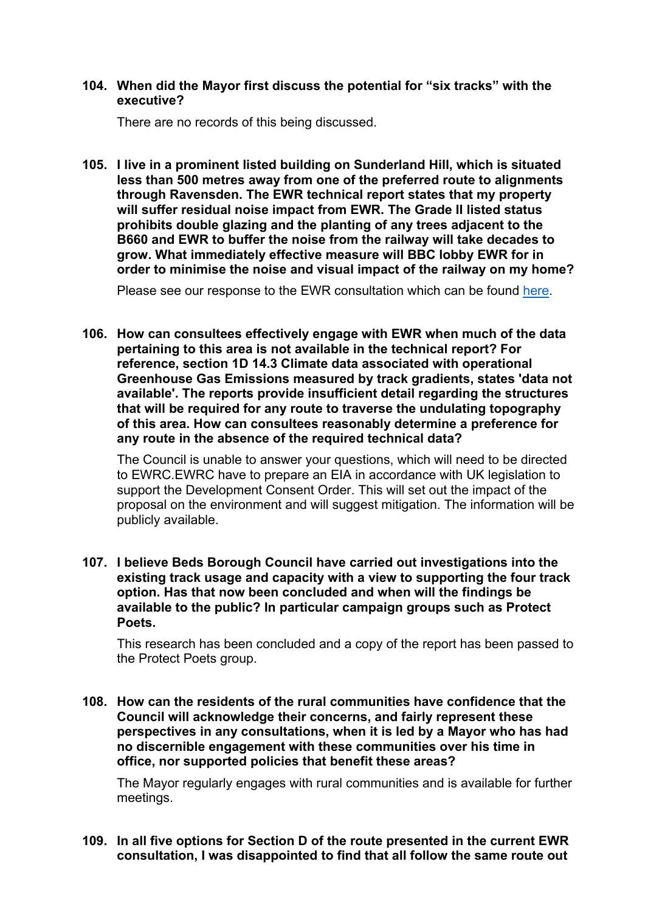**104. When did the Mayor first discuss the potential for "six tracks" with the executive?**

There are no records of this being discussed.

**105. I live in a prominent listed building on Sunderland Hill, which is situated less than 500 metres away from one of the preferred route to alignments through Ravensden. The EWR technical report states that my property will suffer residual noise impact from EWR. The Grade II listed status prohibits double glazing and the planting of any trees adjacent to the B660 and EWR to buffer the noise from the railway will take decades to grow. What immediately effective measure will BBC lobby EWR for in order to minimise the noise and visual impact of the railway on my home?**

Please see our response to the EWR consultation which can be found here.

**106. How can consultees effectively engage with EWR when much of the data pertaining to this area is not available in the technical report? For reference, section 1D 14.3 Climate data associated with operational Greenhouse Gas Emissions measured by track gradients, states 'data not available'. The reports provide insufficient detail regarding the structures that will be required for any route to traverse the undulating topography of this area. How can consultees reasonably determine a preference for any route in the absence of the required technical data?**

The Council is unable to answer your questions, which will need to be directed to EWRC.EWRC have to prepare an EIA in accordance with UK legislation to support the Development Consent Order. This will set out the impact of the proposal on the environment and will suggest mitigation. The information will be publicly available.

**107. I believe Beds Borough Council have carried out investigations into the existing track usage and capacity with a view to supporting the four track option. Has that now been concluded and when will the findings be available to the public? In particular campaign groups such as Protect Poets.**

This research has been concluded and a copy of the report has been passed to the Protect Poets group.

**108. How can the residents of the rural communities have confidence that the Council will acknowledge their concerns, and fairly represent these perspectives in any consultations, when it is led by a Mayor who has had no discernible engagement with these communities over his time in office, nor supported policies that benefit these areas?**

The Mayor regularly engages with rural communities and is available for further meetings.

**109. In all five options for Section D of the route presented in the current EWR consultation, I was disappointed to find that all follow the same route out**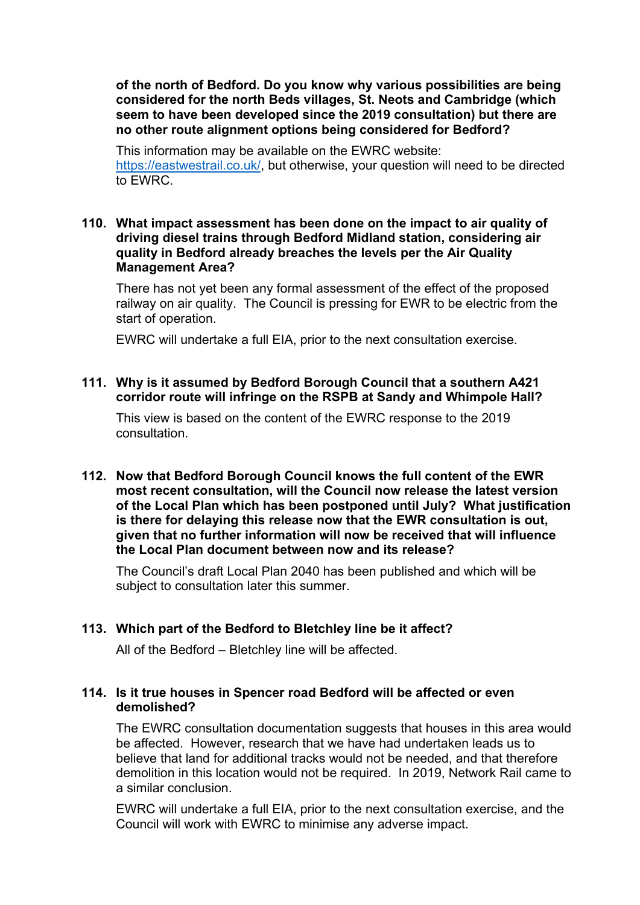**of the north of Bedford. Do you know why various possibilities are being considered for the north Beds villages, St. Neots and Cambridge (which seem to have been developed since the 2019 consultation) but there are no other route alignment options being considered for Bedford?**

This information may be available on the EWRC website: https://eastwestrail.co.uk/, but otherwise, your question will need to be directed to EWRC.

**110. What impact assessment has been done on the impact to air quality of driving diesel trains through Bedford Midland station, considering air quality in Bedford already breaches the levels per the Air Quality Management Area?**

There has not yet been any formal assessment of the effect of the proposed railway on air quality. The Council is pressing for EWR to be electric from the start of operation.

EWRC will undertake a full EIA, prior to the next consultation exercise.

**111. Why is it assumed by Bedford Borough Council that a southern A421 corridor route will infringe on the RSPB at Sandy and Whimpole Hall?**

This view is based on the content of the EWRC response to the 2019 consultation.

**112. Now that Bedford Borough Council knows the full content of the EWR most recent consultation, will the Council now release the latest version of the Local Plan which has been postponed until July? What justification is there for delaying this release now that the EWR consultation is out, given that no further information will now be received that will influence the Local Plan document between now and its release?**

The Council's draft Local Plan 2040 has been published and which will be subject to consultation later this summer.

**113. Which part of the Bedford to Bletchley line be it affect?**

All of the Bedford – Bletchley line will be affected.

**114. Is it true houses in Spencer road Bedford will be affected or even demolished?**

The EWRC consultation documentation suggests that houses in this area would be affected. However, research that we have had undertaken leads us to believe that land for additional tracks would not be needed, and that therefore demolition in this location would not be required. In 2019, Network Rail came to a similar conclusion.

EWRC will undertake a full EIA, prior to the next consultation exercise, and the Council will work with EWRC to minimise any adverse impact.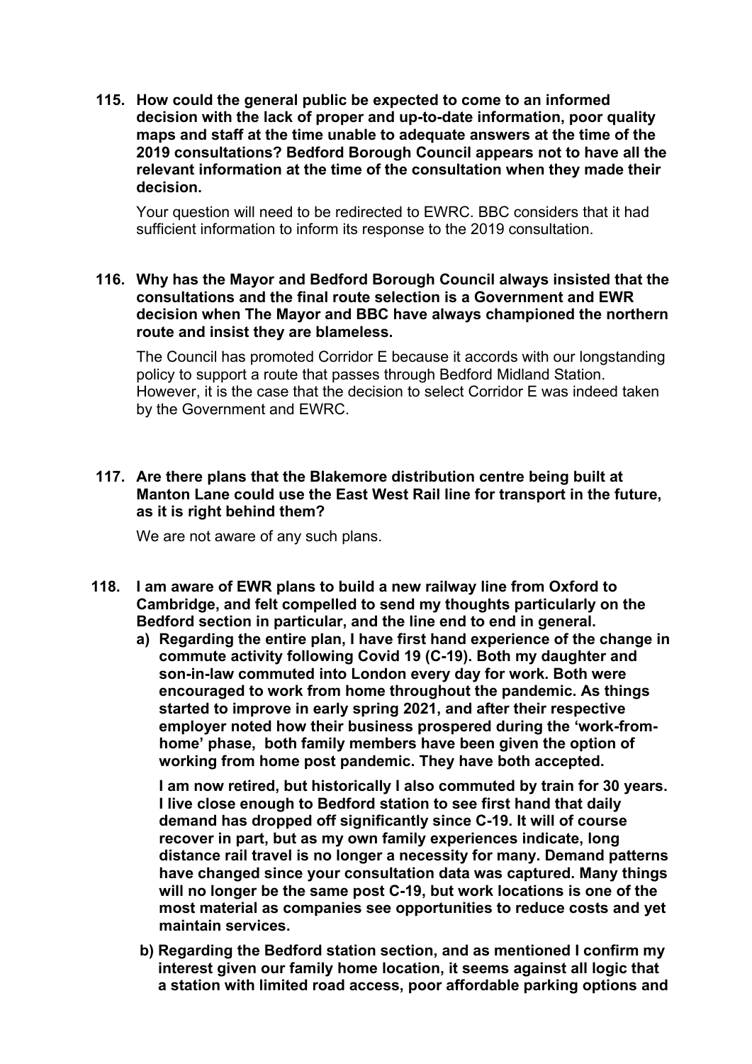**115. How could the general public be expected to come to an informed decision with the lack of proper and up-to-date information, poor quality maps and staff at the time unable to adequate answers at the time of the 2019 consultations? Bedford Borough Council appears not to have all the relevant information at the time of the consultation when they made their decision.**

Your question will need to be redirected to EWRC. BBC considers that it had sufficient information to inform its response to the 2019 consultation.

**116. Why has the Mayor and Bedford Borough Council always insisted that the consultations and the final route selection is a Government and EWR decision when The Mayor and BBC have always championed the northern route and insist they are blameless.**

The Council has promoted Corridor E because it accords with our longstanding policy to support a route that passes through Bedford Midland Station. However, it is the case that the decision to select Corridor E was indeed taken by the Government and EWRC.

**117. Are there plans that the Blakemore distribution centre being built at Manton Lane could use the East West Rail line for transport in the future, as it is right behind them?**

We are not aware of any such plans.

**118. I am aware of EWR plans to build a new railway line from Oxford to Cambridge, and felt compelled to send my thoughts particularly on the Bedford section in particular, and the line end to end in general.**

**a) Regarding the entire plan, I have first hand experience of the change in commute activity following Covid 19 (C-19). Both my daughter and son-in-law commuted into London every day for work. Both were encouraged to work from home throughout the pandemic. As things started to improve in early spring 2021, and after their respective employer noted how their business prospered during the 'work-from-home' phase, both family members have been given the option of working from home post pandemic. They have both accepted.**

**I am now retired, but historically I also commuted by train for 30 years. I live close enough to Bedford station to see first hand that daily demand has dropped off significantly since C-19. It will of course recover in part, but as my own family experiences indicate, long distance rail travel is no longer a necessity for many. Demand patterns have changed since your consultation data was captured. Many things will no longer be the same post C-19, but work locations is one of the most material as companies see opportunities to reduce costs and yet maintain services.**

**b) Regarding the Bedford station section, and as mentioned I confirm my interest given our family home location, it seems against all logic that a station with limited road access, poor affordable parking options and**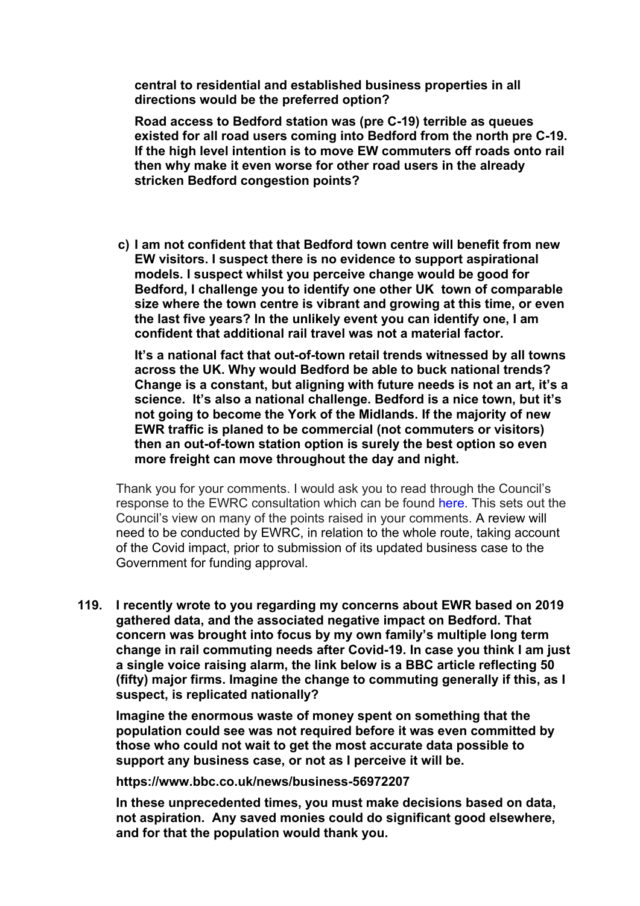**central to residential and established business properties in all directions would be the preferred option?**

**Road access to Bedford station was (pre C-19) terrible as queues existed for all road users coming into Bedford from the north pre C-19. If the high level intention is to move EW commuters off roads onto rail then why make it even worse for other road users in the already stricken Bedford congestion points?**

**c) I am not confident that that Bedford town centre will benefit from new EW visitors. I suspect there is no evidence to support aspirational models. I suspect whilst you perceive change would be good for Bedford, I challenge you to identify one other UK town of comparable size where the town centre is vibrant and growing at this time, or even the last five years? In the unlikely event you can identify one, I am confident that additional rail travel was not a material factor.**

**It's a national fact that out-of-town retail trends witnessed by all towns across the UK. Why would Bedford be able to buck national trends? Change is a constant, but aligning with future needs is not an art, it's a science. It's also a national challenge. Bedford is a nice town, but it's not going to become the York of the Midlands. If the majority of new EWR traffic is planed to be commercial (not commuters or visitors) then an out-of-town station option is surely the best option so even more freight can move throughout the day and night.**

Thank you for your comments. I would ask you to read through the Council's response to the EWRC consultation which can be found here. This sets out the Council's view on many of the points raised in your comments. A review will need to be conducted by EWRC, in relation to the whole route, taking account of the Covid impact, prior to submission of its updated business case to the Government for funding approval.

**119. I recently wrote to you regarding my concerns about EWR based on 2019 gathered data, and the associated negative impact on Bedford. That concern was brought into focus by my own family's multiple long term change in rail commuting needs after Covid-19. In case you think I am just a single voice raising alarm, the link below is a BBC article reflecting 50 (fifty) major firms. Imagine the change to commuting generally if this, as I suspect, is replicated nationally?**

**Imagine the enormous waste of money spent on something that the population could see was not required before it was even committed by those who could not wait to get the most accurate data possible to support any business case, or not as I perceive it will be.**

**https://www.bbc.co.uk/news/business-56972207**

**In these unprecedented times, you must make decisions based on data, not aspiration. Any saved monies could do significant good elsewhere, and for that the population would thank you.**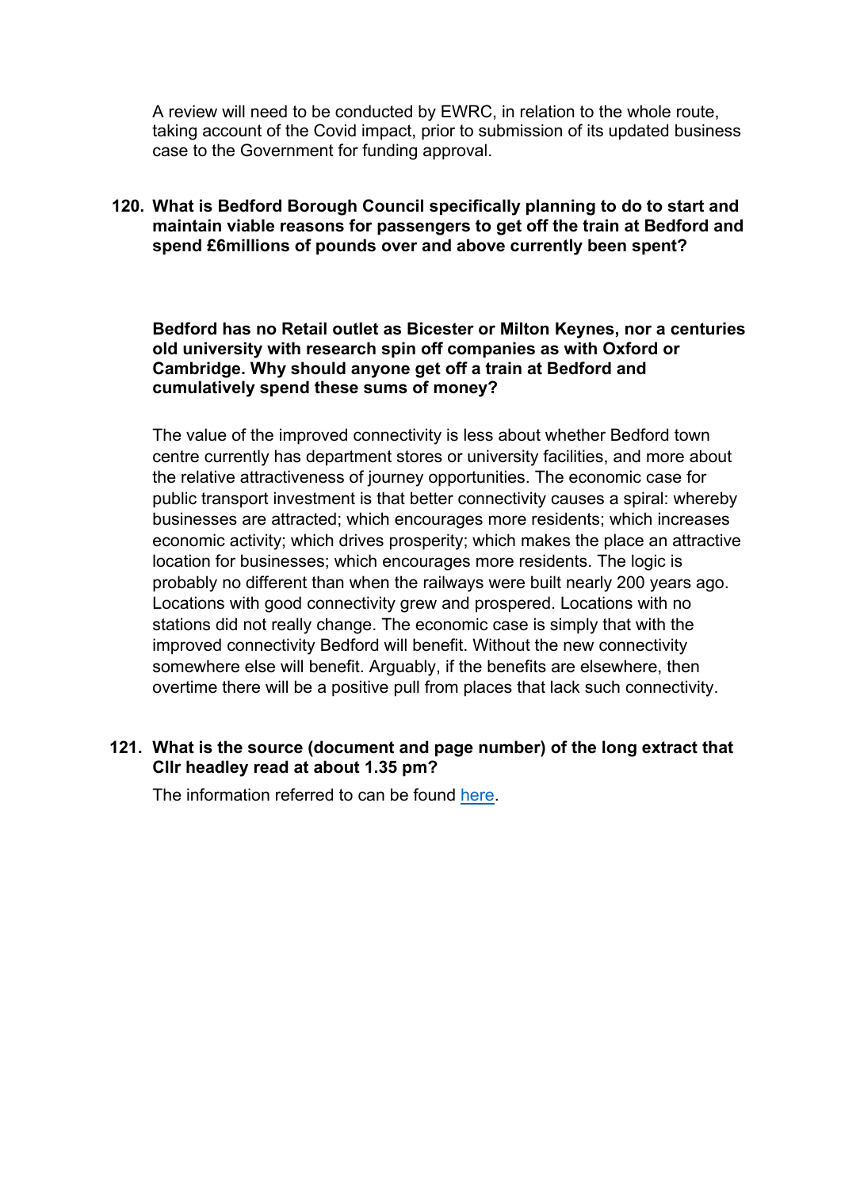A review will need to be conducted by EWRC, in relation to the whole route, taking account of the Covid impact, prior to submission of its updated business case to the Government for funding approval.

**120. What is Bedford Borough Council specifically planning to do to start and maintain viable reasons for passengers to get off the train at Bedford and spend £6millions of pounds over and above currently been spent?**

**Bedford has no Retail outlet as Bicester or Milton Keynes, nor a centuries old university with research spin off companies as with Oxford or Cambridge. Why should anyone get off a train at Bedford and cumulatively spend these sums of money?**

The value of the improved connectivity is less about whether Bedford town centre currently has department stores or university facilities, and more about the relative attractiveness of journey opportunities. The economic case for public transport investment is that better connectivity causes a spiral: whereby businesses are attracted; which encourages more residents; which increases economic activity; which drives prosperity; which makes the place an attractive location for businesses; which encourages more residents. The logic is probably no different than when the railways were built nearly 200 years ago. Locations with good connectivity grew and prospered. Locations with no stations did not really change. The economic case is simply that with the improved connectivity Bedford will benefit. Without the new connectivity somewhere else will benefit. Arguably, if the benefits are elsewhere, then overtime there will be a positive pull from places that lack such connectivity.

**121. What is the source (document and page number) of the long extract that Cllr headley read at about 1.35 pm?**

The information referred to can be found here.